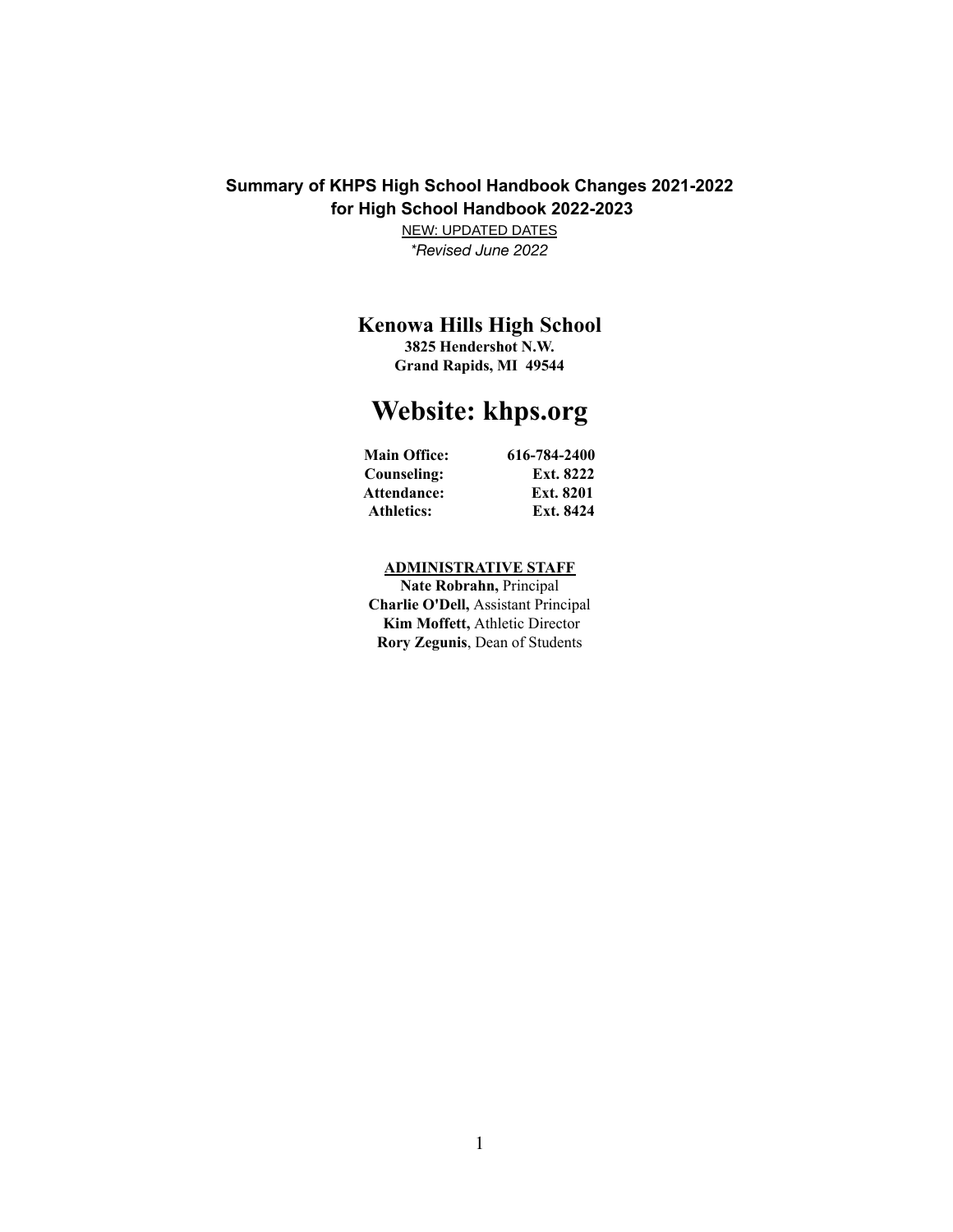**Summary of KHPS High School Handbook Changes 2021-2022**
**for High School Handbook 2022-2023**

NEW: UPDATED DATES

*\*Revised June 2022*

# Kenowa Hills High School

**3825 Hendershot N.W.**
**Grand Rapids, MI 49544**

# Website: khps.org

| | |
|---|---|
| **Main Office:** | **616-784-2400** |
| **Counseling:** | **Ext. 8222** |
| **Attendance:** | **Ext. 8201** |
| **Athletics:** | **Ext. 8424** |

**ADMINISTRATIVE STAFF**

**Nate Robrahn,** Principal
**Charlie O'Dell,** Assistant Principal
**Kim Moffett,** Athletic Director
**Rory Zegunis**, Dean of Students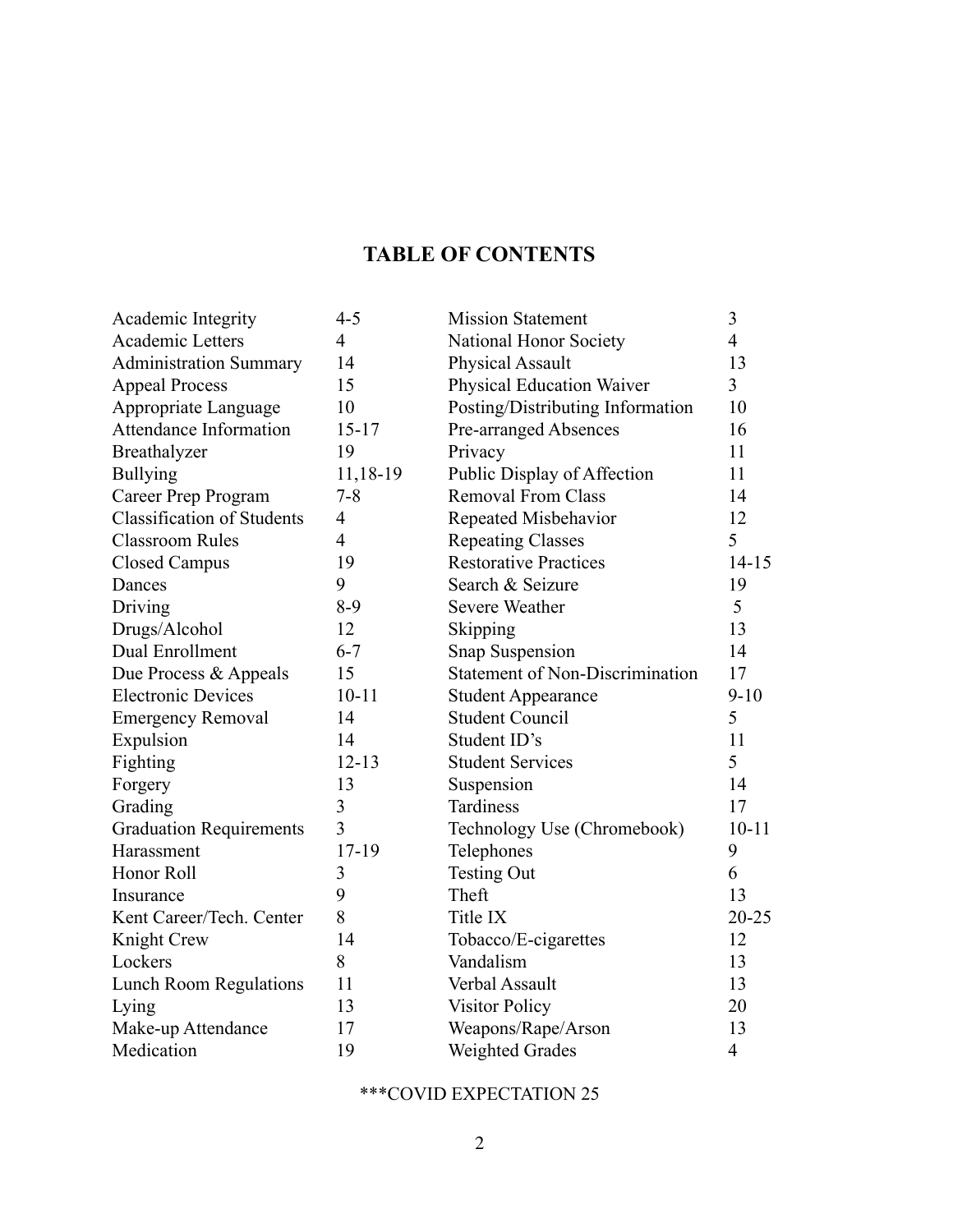# TABLE OF CONTENTS

| Topic | Page | Topic | Page |
|---|---|---|---|
| Academic Integrity | 4-5 | Mission Statement | 3 |
| Academic Letters | 4 | National Honor Society | 4 |
| Administration Summary | 14 | Physical Assault | 13 |
| Appeal Process | 15 | Physical Education Waiver | 3 |
| Appropriate Language | 10 | Posting/Distributing Information | 10 |
| Attendance Information | 15-17 | Pre-arranged Absences | 16 |
| Breathalyzer | 19 | Privacy | 11 |
| Bullying | 11,18-19 | Public Display of Affection | 11 |
| Career Prep Program | 7-8 | Removal From Class | 14 |
| Classification of Students | 4 | Repeated Misbehavior | 12 |
| Classroom Rules | 4 | Repeating Classes | 5 |
| Closed Campus | 19 | Restorative Practices | 14-15 |
| Dances | 9 | Search & Seizure | 19 |
| Driving | 8-9 | Severe Weather | 5 |
| Drugs/Alcohol | 12 | Skipping | 13 |
| Dual Enrollment | 6-7 | Snap Suspension | 14 |
| Due Process & Appeals | 15 | Statement of Non-Discrimination | 17 |
| Electronic Devices | 10-11 | Student Appearance | 9-10 |
| Emergency Removal | 14 | Student Council | 5 |
| Expulsion | 14 | Student ID's | 11 |
| Fighting | 12-13 | Student Services | 5 |
| Forgery | 13 | Suspension | 14 |
| Grading | 3 | Tardiness | 17 |
| Graduation Requirements | 3 | Technology Use (Chromebook) | 10-11 |
| Harassment | 17-19 | Telephones | 9 |
| Honor Roll | 3 | Testing Out | 6 |
| Insurance | 9 | Theft | 13 |
| Kent Career/Tech. Center | 8 | Title IX | 20-25 |
| Knight Crew | 14 | Tobacco/E-cigarettes | 12 |
| Lockers | 8 | Vandalism | 13 |
| Lunch Room Regulations | 11 | Verbal Assault | 13 |
| Lying | 13 | Visitor Policy | 20 |
| Make-up Attendance | 17 | Weapons/Rape/Arson | 13 |
| Medication | 19 | Weighted Grades | 4 |

***COVID EXPECTATION 25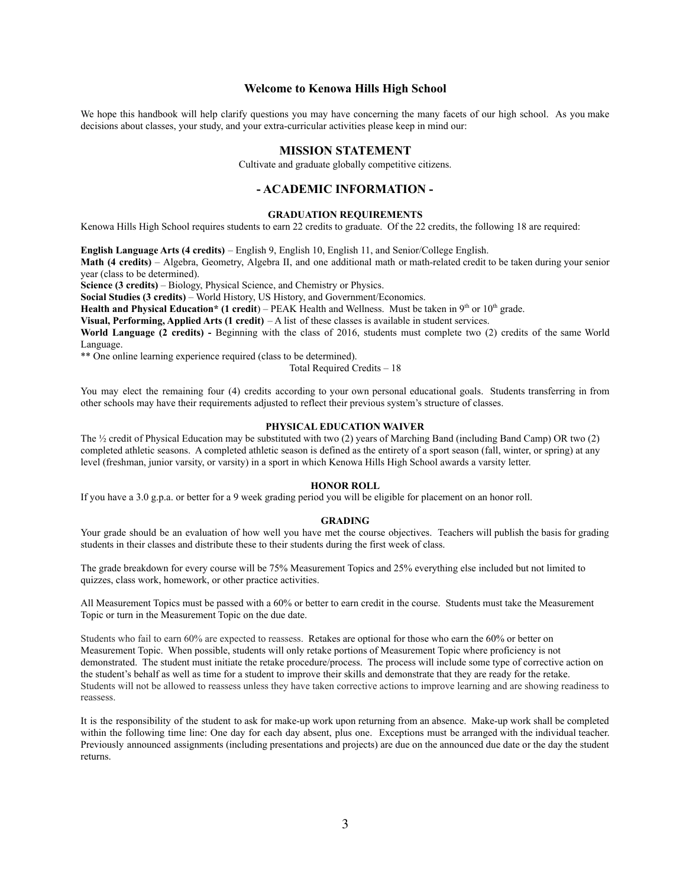## Welcome to Kenowa Hills High School

We hope this handbook will help clarify questions you may have concerning the many facets of our high school. As you make decisions about classes, your study, and your extra-curricular activities please keep in mind our:

## MISSION STATEMENT

Cultivate and graduate globally competitive citizens.

## - ACADEMIC INFORMATION -

### GRADUATION REQUIREMENTS

Kenowa Hills High School requires students to earn 22 credits to graduate. Of the 22 credits, the following 18 are required:

**English Language Arts (4 credits)** – English 9, English 10, English 11, and Senior/College English.

**Math (4 credits)** – Algebra, Geometry, Algebra II, and one additional math or math-related credit to be taken during your senior year (class to be determined).

**Science (3 credits)** – Biology, Physical Science, and Chemistry or Physics.

**Social Studies (3 credits)** – World History, US History, and Government/Economics.

**Health and Physical Education* (1 credit)** – PEAK Health and Wellness. Must be taken in 9th or 10th grade.

**Visual, Performing, Applied Arts (1 credit)** – A list of these classes is available in student services.

**World Language (2 credits) -** Beginning with the class of 2016, students must complete two (2) credits of the same World Language.

** One online learning experience required (class to be determined).

Total Required Credits – 18

You may elect the remaining four (4) credits according to your own personal educational goals. Students transferring in from other schools may have their requirements adjusted to reflect their previous system's structure of classes.

### PHYSICAL EDUCATION WAIVER

The ½ credit of Physical Education may be substituted with two (2) years of Marching Band (including Band Camp) OR two (2) completed athletic seasons. A completed athletic season is defined as the entirety of a sport season (fall, winter, or spring) at any level (freshman, junior varsity, or varsity) in a sport in which Kenowa Hills High School awards a varsity letter.

### HONOR ROLL

If you have a 3.0 g.p.a. or better for a 9 week grading period you will be eligible for placement on an honor roll.

### GRADING

Your grade should be an evaluation of how well you have met the course objectives. Teachers will publish the basis for grading students in their classes and distribute these to their students during the first week of class.

The grade breakdown for every course will be 75% Measurement Topics and 25% everything else included but not limited to quizzes, class work, homework, or other practice activities.

All Measurement Topics must be passed with a 60% or better to earn credit in the course. Students must take the Measurement Topic or turn in the Measurement Topic on the due date.

Students who fail to earn 60% are expected to reassess. Retakes are optional for those who earn the 60% or better on Measurement Topic. When possible, students will only retake portions of Measurement Topic where proficiency is not demonstrated. The student must initiate the retake procedure/process. The process will include some type of corrective action on the student's behalf as well as time for a student to improve their skills and demonstrate that they are ready for the retake. Students will not be allowed to reassess unless they have taken corrective actions to improve learning and are showing readiness to reassess.

It is the responsibility of the student to ask for make-up work upon returning from an absence. Make-up work shall be completed within the following time line: One day for each day absent, plus one. Exceptions must be arranged with the individual teacher. Previously announced assignments (including presentations and projects) are due on the announced due date or the day the student returns.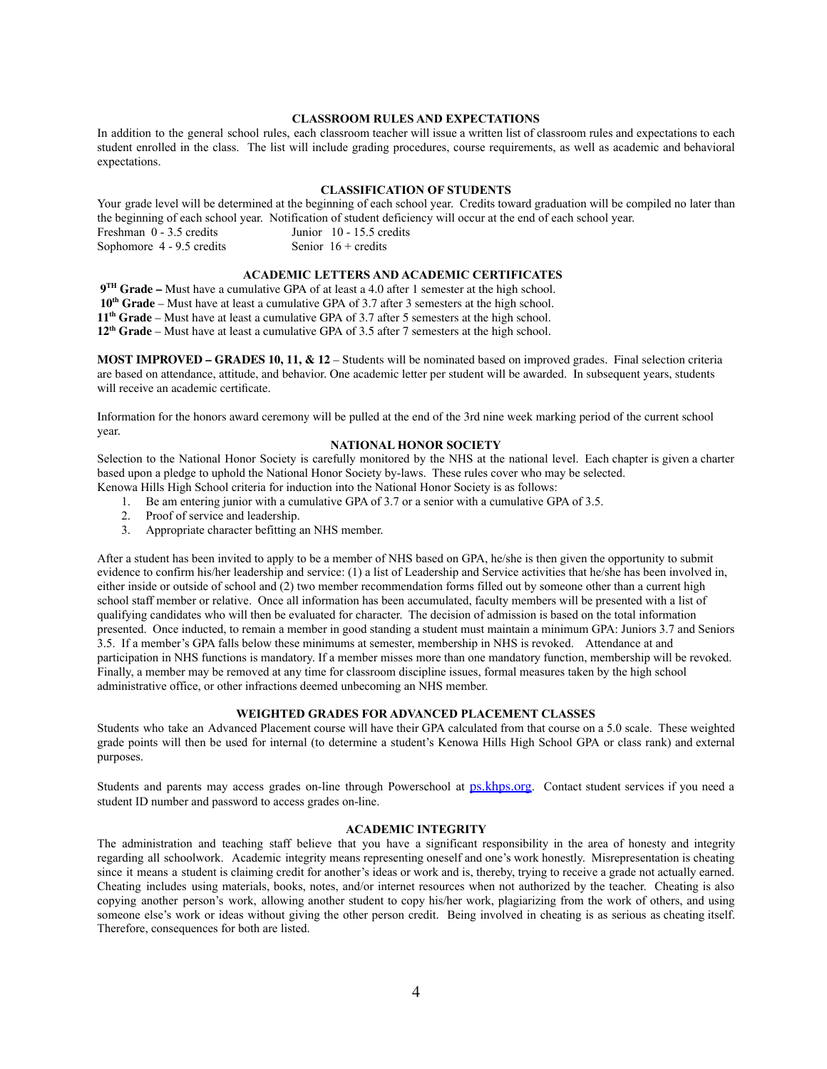## CLASSROOM RULES AND EXPECTATIONS

In addition to the general school rules, each classroom teacher will issue a written list of classroom rules and expectations to each student enrolled in the class. The list will include grading procedures, course requirements, as well as academic and behavioral expectations.

## CLASSIFICATION OF STUDENTS

Your grade level will be determined at the beginning of each school year. Credits toward graduation will be compiled no later than the beginning of each school year. Notification of student deficiency will occur at the end of each school year.

Freshman 0 - 3.5 credits
Sophomore 4 - 9.5 credits
Junior 10 - 15.5 credits
Senior 16 + credits

## ACADEMIC LETTERS AND ACADEMIC CERTIFICATES

**9TH Grade –** Must have a cumulative GPA of at least a 4.0 after 1 semester at the high school.
**10th Grade** – Must have at least a cumulative GPA of 3.7 after 3 semesters at the high school.
**11th Grade** – Must have at least a cumulative GPA of 3.7 after 5 semesters at the high school.
**12th Grade** – Must have at least a cumulative GPA of 3.5 after 7 semesters at the high school.

**MOST IMPROVED – GRADES 10, 11, & 12** – Students will be nominated based on improved grades. Final selection criteria are based on attendance, attitude, and behavior. One academic letter per student will be awarded. In subsequent years, students will receive an academic certificate.

Information for the honors award ceremony will be pulled at the end of the 3rd nine week marking period of the current school year.

## NATIONAL HONOR SOCIETY

Selection to the National Honor Society is carefully monitored by the NHS at the national level. Each chapter is given a charter based upon a pledge to uphold the National Honor Society by-laws. These rules cover who may be selected.
Kenowa Hills High School criteria for induction into the National Honor Society is as follows:

1. Be am entering junior with a cumulative GPA of 3.7 or a senior with a cumulative GPA of 3.5.
2. Proof of service and leadership.
3. Appropriate character befitting an NHS member.

After a student has been invited to apply to be a member of NHS based on GPA, he/she is then given the opportunity to submit evidence to confirm his/her leadership and service: (1) a list of Leadership and Service activities that he/she has been involved in, either inside or outside of school and (2) two member recommendation forms filled out by someone other than a current high school staff member or relative. Once all information has been accumulated, faculty members will be presented with a list of qualifying candidates who will then be evaluated for character. The decision of admission is based on the total information presented. Once inducted, to remain a member in good standing a student must maintain a minimum GPA: Juniors 3.7 and Seniors 3.5. If a member's GPA falls below these minimums at semester, membership in NHS is revoked. Attendance at and participation in NHS functions is mandatory. If a member misses more than one mandatory function, membership will be revoked. Finally, a member may be removed at any time for classroom discipline issues, formal measures taken by the high school administrative office, or other infractions deemed unbecoming an NHS member.

## WEIGHTED GRADES FOR ADVANCED PLACEMENT CLASSES

Students who take an Advanced Placement course will have their GPA calculated from that course on a 5.0 scale. These weighted grade points will then be used for internal (to determine a student's Kenowa Hills High School GPA or class rank) and external purposes.

Students and parents may access grades on-line through Powerschool at ps.khps.org. Contact student services if you need a student ID number and password to access grades on-line.

## ACADEMIC INTEGRITY

The administration and teaching staff believe that you have a significant responsibility in the area of honesty and integrity regarding all schoolwork. Academic integrity means representing oneself and one's work honestly. Misrepresentation is cheating since it means a student is claiming credit for another's ideas or work and is, thereby, trying to receive a grade not actually earned. Cheating includes using materials, books, notes, and/or internet resources when not authorized by the teacher. Cheating is also copying another person's work, allowing another student to copy his/her work, plagiarizing from the work of others, and using someone else's work or ideas without giving the other person credit. Being involved in cheating is as serious as cheating itself. Therefore, consequences for both are listed.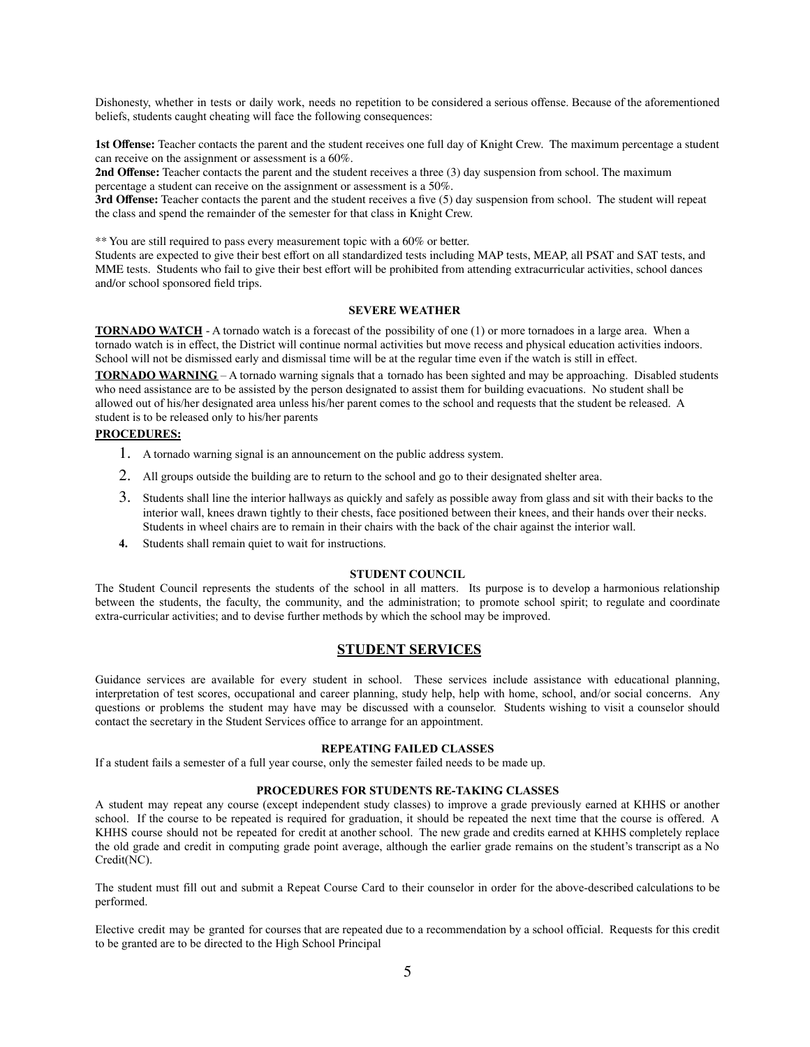Dishonesty, whether in tests or daily work, needs no repetition to be considered a serious offense. Because of the aforementioned beliefs, students caught cheating will face the following consequences:

**1st Offense:** Teacher contacts the parent and the student receives one full day of Knight Crew. The maximum percentage a student can receive on the assignment or assessment is a 60%.
**2nd Offense:** Teacher contacts the parent and the student receives a three (3) day suspension from school. The maximum percentage a student can receive on the assignment or assessment is a 50%.
**3rd Offense:** Teacher contacts the parent and the student receives a five (5) day suspension from school. The student will repeat the class and spend the remainder of the semester for that class in Knight Crew.

** You are still required to pass every measurement topic with a 60% or better.
Students are expected to give their best effort on all standardized tests including MAP tests, MEAP, all PSAT and SAT tests, and MME tests. Students who fail to give their best effort will be prohibited from attending extracurricular activities, school dances and/or school sponsored field trips.

### SEVERE WEATHER

**TORNADO WATCH** - A tornado watch is a forecast of the possibility of one (1) or more tornadoes in a large area. When a tornado watch is in effect, the District will continue normal activities but move recess and physical education activities indoors. School will not be dismissed early and dismissal time will be at the regular time even if the watch is still in effect.

**TORNADO WARNING** – A tornado warning signals that a tornado has been sighted and may be approaching. Disabled students who need assistance are to be assisted by the person designated to assist them for building evacuations. No student shall be allowed out of his/her designated area unless his/her parent comes to the school and requests that the student be released. A student is to be released only to his/her parents

**PROCEDURES:**

1. A tornado warning signal is an announcement on the public address system.
2. All groups outside the building are to return to the school and go to their designated shelter area.
3. Students shall line the interior hallways as quickly and safely as possible away from glass and sit with their backs to the interior wall, knees drawn tightly to their chests, face positioned between their knees, and their hands over their necks. Students in wheel chairs are to remain in their chairs with the back of the chair against the interior wall.
4. Students shall remain quiet to wait for instructions.

### STUDENT COUNCIL

The Student Council represents the students of the school in all matters. Its purpose is to develop a harmonious relationship between the students, the faculty, the community, and the administration; to promote school spirit; to regulate and coordinate extra-curricular activities; and to devise further methods by which the school may be improved.

## STUDENT SERVICES

Guidance services are available for every student in school. These services include assistance with educational planning, interpretation of test scores, occupational and career planning, study help, help with home, school, and/or social concerns. Any questions or problems the student may have may be discussed with a counselor. Students wishing to visit a counselor should contact the secretary in the Student Services office to arrange for an appointment.

### REPEATING FAILED CLASSES

If a student fails a semester of a full year course, only the semester failed needs to be made up.

### PROCEDURES FOR STUDENTS RE-TAKING CLASSES

A student may repeat any course (except independent study classes) to improve a grade previously earned at KHHS or another school. If the course to be repeated is required for graduation, it should be repeated the next time that the course is offered. A KHHS course should not be repeated for credit at another school. The new grade and credits earned at KHHS completely replace the old grade and credit in computing grade point average, although the earlier grade remains on the student's transcript as a No Credit(NC).

The student must fill out and submit a Repeat Course Card to their counselor in order for the above-described calculations to be performed.

Elective credit may be granted for courses that are repeated due to a recommendation by a school official. Requests for this credit to be granted are to be directed to the High School Principal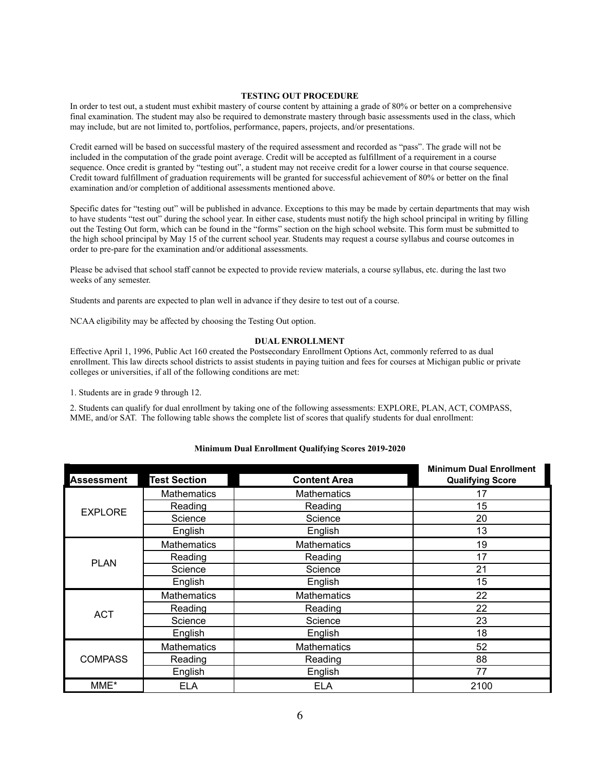### TESTING OUT PROCEDURE

In order to test out, a student must exhibit mastery of course content by attaining a grade of 80% or better on a comprehensive final examination. The student may also be required to demonstrate mastery through basic assessments used in the class, which may include, but are not limited to, portfolios, performance, papers, projects, and/or presentations.

Credit earned will be based on successful mastery of the required assessment and recorded as "pass". The grade will not be included in the computation of the grade point average. Credit will be accepted as fulfillment of a requirement in a course sequence. Once credit is granted by "testing out", a student may not receive credit for a lower course in that course sequence. Credit toward fulfillment of graduation requirements will be granted for successful achievement of 80% or better on the final examination and/or completion of additional assessments mentioned above.

Specific dates for "testing out" will be published in advance. Exceptions to this may be made by certain departments that may wish to have students "test out" during the school year. In either case, students must notify the high school principal in writing by filling out the Testing Out form, which can be found in the "forms" section on the high school website. This form must be submitted to the high school principal by May 15 of the current school year. Students may request a course syllabus and course outcomes in order to pre-pare for the examination and/or additional assessments.

Please be advised that school staff cannot be expected to provide review materials, a course syllabus, etc. during the last two weeks of any semester.

Students and parents are expected to plan well in advance if they desire to test out of a course.

NCAA eligibility may be affected by choosing the Testing Out option.

### DUAL ENROLLMENT

Effective April 1, 1996, Public Act 160 created the Postsecondary Enrollment Options Act, commonly referred to as dual enrollment. This law directs school districts to assist students in paying tuition and fees for courses at Michigan public or private colleges or universities, if all of the following conditions are met:

1. Students are in grade 9 through 12.

2. Students can qualify for dual enrollment by taking one of the following assessments: EXPLORE, PLAN, ACT, COMPASS, MME, and/or SAT. The following table shows the complete list of scores that qualify students for dual enrollment:

**Minimum Dual Enrollment Qualifying Scores 2019-2020**

| Assessment | Test Section | Content Area | Minimum Dual Enrollment Qualifying Score |
|---|---|---|---|
| EXPLORE | Mathematics | Mathematics | 17 |
| | Reading | Reading | 15 |
| | Science | Science | 20 |
| | English | English | 13 |
| PLAN | Mathematics | Mathematics | 19 |
| | Reading | Reading | 17 |
| | Science | Science | 21 |
| | English | English | 15 |
| ACT | Mathematics | Mathematics | 22 |
| | Reading | Reading | 22 |
| | Science | Science | 23 |
| | English | English | 18 |
| COMPASS | Mathematics | Mathematics | 52 |
| | Reading | Reading | 88 |
| | English | English | 77 |
| MME* | ELA | ELA | 2100 |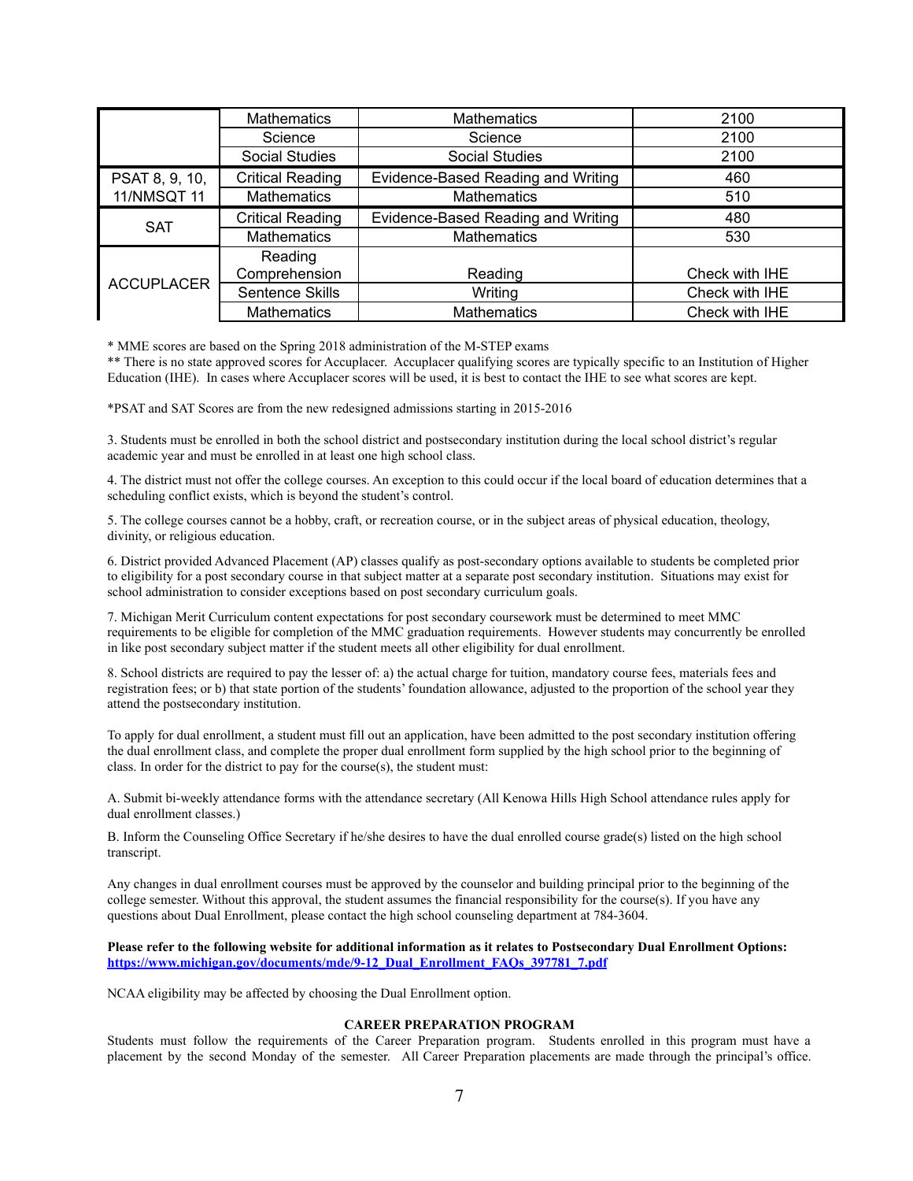| | | | |
|---|---|---|---|
| | Mathematics | Mathematics | 2100 |
| | Science | Science | 2100 |
| | Social Studies | Social Studies | 2100 |
| PSAT 8, 9, 10, 11/NMSQT 11 | Critical Reading | Evidence-Based Reading and Writing | 460 |
| | Mathematics | Mathematics | 510 |
| SAT | Critical Reading | Evidence-Based Reading and Writing | 480 |
| | Mathematics | Mathematics | 530 |
| ACCUPLACER | Reading Comprehension | Reading | Check with IHE |
| | Sentence Skills | Writing | Check with IHE |
| | Mathematics | Mathematics | Check with IHE |

* MME scores are based on the Spring 2018 administration of the M-STEP exams
** There is no state approved scores for Accuplacer. Accuplacer qualifying scores are typically specific to an Institution of Higher Education (IHE). In cases where Accuplacer scores will be used, it is best to contact the IHE to see what scores are kept.

*PSAT and SAT Scores are from the new redesigned admissions starting in 2015-2016

3. Students must be enrolled in both the school district and postsecondary institution during the local school district's regular academic year and must be enrolled in at least one high school class.

4. The district must not offer the college courses. An exception to this could occur if the local board of education determines that a scheduling conflict exists, which is beyond the student's control.

5. The college courses cannot be a hobby, craft, or recreation course, or in the subject areas of physical education, theology, divinity, or religious education.

6. District provided Advanced Placement (AP) classes qualify as post-secondary options available to students be completed prior to eligibility for a post secondary course in that subject matter at a separate post secondary institution. Situations may exist for school administration to consider exceptions based on post secondary curriculum goals.

7. Michigan Merit Curriculum content expectations for post secondary coursework must be determined to meet MMC requirements to be eligible for completion of the MMC graduation requirements. However students may concurrently be enrolled in like post secondary subject matter if the student meets all other eligibility for dual enrollment.

8. School districts are required to pay the lesser of: a) the actual charge for tuition, mandatory course fees, materials fees and registration fees; or b) that state portion of the students' foundation allowance, adjusted to the proportion of the school year they attend the postsecondary institution.

To apply for dual enrollment, a student must fill out an application, have been admitted to the post secondary institution offering the dual enrollment class, and complete the proper dual enrollment form supplied by the high school prior to the beginning of class. In order for the district to pay for the course(s), the student must:

A. Submit bi-weekly attendance forms with the attendance secretary (All Kenowa Hills High School attendance rules apply for dual enrollment classes.)

B. Inform the Counseling Office Secretary if he/she desires to have the dual enrolled course grade(s) listed on the high school transcript.

Any changes in dual enrollment courses must be approved by the counselor and building principal prior to the beginning of the college semester. Without this approval, the student assumes the financial responsibility for the course(s). If you have any questions about Dual Enrollment, please contact the high school counseling department at 784-3604.

**Please refer to the following website for additional information as it relates to Postsecondary Dual Enrollment Options:**
**[https://www.michigan.gov/documents/mde/9-12_Dual_Enrollment_FAQs_397781_7.pdf](https://www.michigan.gov/documents/mde/9-12_Dual_Enrollment_FAQs_397781_7.pdf)**

NCAA eligibility may be affected by choosing the Dual Enrollment option.

## CAREER PREPARATION PROGRAM

Students must follow the requirements of the Career Preparation program. Students enrolled in this program must have a placement by the second Monday of the semester. All Career Preparation placements are made through the principal's office.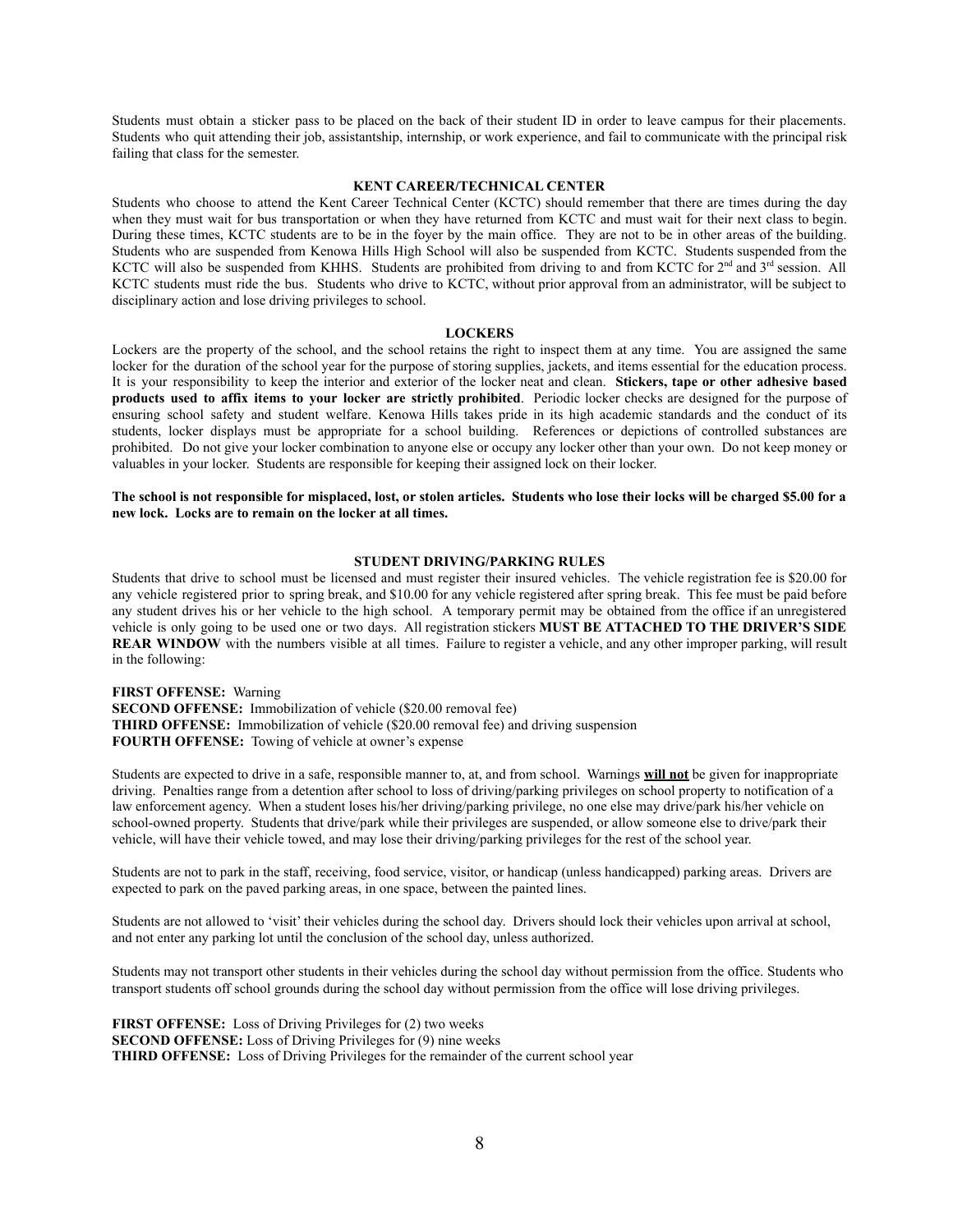Students must obtain a sticker pass to be placed on the back of their student ID in order to leave campus for their placements. Students who quit attending their job, assistantship, internship, or work experience, and fail to communicate with the principal risk failing that class for the semester.

## KENT CAREER/TECHNICAL CENTER

Students who choose to attend the Kent Career Technical Center (KCTC) should remember that there are times during the day when they must wait for bus transportation or when they have returned from KCTC and must wait for their next class to begin. During these times, KCTC students are to be in the foyer by the main office. They are not to be in other areas of the building. Students who are suspended from Kenowa Hills High School will also be suspended from KCTC. Students suspended from the KCTC will also be suspended from KHHS. Students are prohibited from driving to and from KCTC for 2nd and 3rd session. All KCTC students must ride the bus. Students who drive to KCTC, without prior approval from an administrator, will be subject to disciplinary action and lose driving privileges to school.

## LOCKERS

Lockers are the property of the school, and the school retains the right to inspect them at any time. You are assigned the same locker for the duration of the school year for the purpose of storing supplies, jackets, and items essential for the education process. It is your responsibility to keep the interior and exterior of the locker neat and clean. **Stickers, tape or other adhesive based products used to affix items to your locker are strictly prohibited**. Periodic locker checks are designed for the purpose of ensuring school safety and student welfare. Kenowa Hills takes pride in its high academic standards and the conduct of its students, locker displays must be appropriate for a school building. References or depictions of controlled substances are prohibited. Do not give your locker combination to anyone else or occupy any locker other than your own. Do not keep money or valuables in your locker. Students are responsible for keeping their assigned lock on their locker.

**The school is not responsible for misplaced, lost, or stolen articles. Students who lose their locks will be charged $5.00 for a new lock. Locks are to remain on the locker at all times.**

## STUDENT DRIVING/PARKING RULES

Students that drive to school must be licensed and must register their insured vehicles. The vehicle registration fee is $20.00 for any vehicle registered prior to spring break, and $10.00 for any vehicle registered after spring break. This fee must be paid before any student drives his or her vehicle to the high school. A temporary permit may be obtained from the office if an unregistered vehicle is only going to be used one or two days. All registration stickers **MUST BE ATTACHED TO THE DRIVER'S SIDE REAR WINDOW** with the numbers visible at all times. Failure to register a vehicle, and any other improper parking, will result in the following:

**FIRST OFFENSE:** Warning
**SECOND OFFENSE:** Immobilization of vehicle ($20.00 removal fee)
**THIRD OFFENSE:** Immobilization of vehicle ($20.00 removal fee) and driving suspension
**FOURTH OFFENSE:** Towing of vehicle at owner's expense

Students are expected to drive in a safe, responsible manner to, at, and from school. Warnings **<u>will not</u>** be given for inappropriate driving. Penalties range from a detention after school to loss of driving/parking privileges on school property to notification of a law enforcement agency. When a student loses his/her driving/parking privilege, no one else may drive/park his/her vehicle on school-owned property. Students that drive/park while their privileges are suspended, or allow someone else to drive/park their vehicle, will have their vehicle towed, and may lose their driving/parking privileges for the rest of the school year.

Students are not to park in the staff, receiving, food service, visitor, or handicap (unless handicapped) parking areas. Drivers are expected to park on the paved parking areas, in one space, between the painted lines.

Students are not allowed to 'visit' their vehicles during the school day. Drivers should lock their vehicles upon arrival at school, and not enter any parking lot until the conclusion of the school day, unless authorized.

Students may not transport other students in their vehicles during the school day without permission from the office. Students who transport students off school grounds during the school day without permission from the office will lose driving privileges.

**FIRST OFFENSE:** Loss of Driving Privileges for (2) two weeks
**SECOND OFFENSE:** Loss of Driving Privileges for (9) nine weeks
**THIRD OFFENSE:** Loss of Driving Privileges for the remainder of the current school year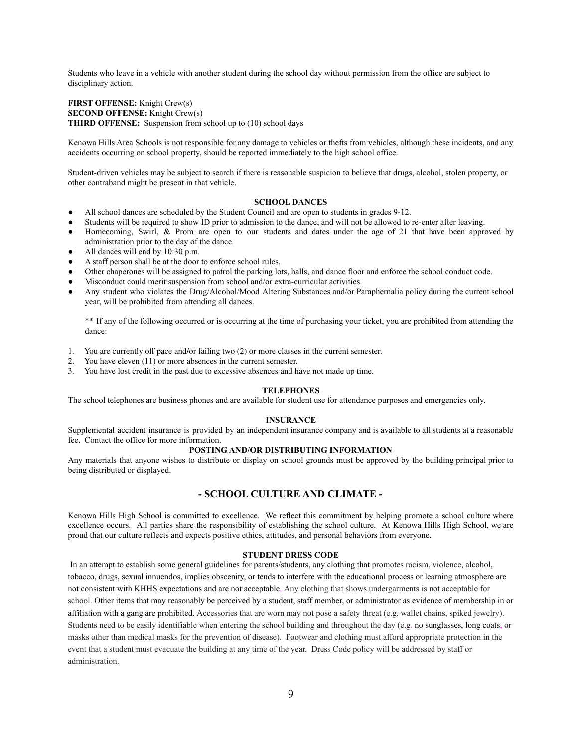Students who leave in a vehicle with another student during the school day without permission from the office are subject to disciplinary action.

**FIRST OFFENSE:** Knight Crew(s)
**SECOND OFFENSE:** Knight Crew(s)
**THIRD OFFENSE:** Suspension from school up to (10) school days

Kenowa Hills Area Schools is not responsible for any damage to vehicles or thefts from vehicles, although these incidents, and any accidents occurring on school property, should be reported immediately to the high school office.

Student-driven vehicles may be subject to search if there is reasonable suspicion to believe that drugs, alcohol, stolen property, or other contraband might be present in that vehicle.

### SCHOOL DANCES

- All school dances are scheduled by the Student Council and are open to students in grades 9-12.
- Students will be required to show ID prior to admission to the dance, and will not be allowed to re-enter after leaving.
- Homecoming, Swirl, & Prom are open to our students and dates under the age of 21 that have been approved by administration prior to the day of the dance.
- All dances will end by 10:30 p.m.
- A staff person shall be at the door to enforce school rules.
- Other chaperones will be assigned to patrol the parking lots, halls, and dance floor and enforce the school conduct code.
- Misconduct could merit suspension from school and/or extra-curricular activities.
- Any student who violates the Drug/Alcohol/Mood Altering Substances and/or Paraphernalia policy during the current school year, will be prohibited from attending all dances.

** If any of the following occurred or is occurring at the time of purchasing your ticket, you are prohibited from attending the dance:

1. You are currently off pace and/or failing two (2) or more classes in the current semester.
2. You have eleven (11) or more absences in the current semester.
3. You have lost credit in the past due to excessive absences and have not made up time.

### TELEPHONES

The school telephones are business phones and are available for student use for attendance purposes and emergencies only.

### INSURANCE

Supplemental accident insurance is provided by an independent insurance company and is available to all students at a reasonable fee. Contact the office for more information.

### POSTING AND/OR DISTRIBUTING INFORMATION

Any materials that anyone wishes to distribute or display on school grounds must be approved by the building principal prior to being distributed or displayed.

## - SCHOOL CULTURE AND CLIMATE -

Kenowa Hills High School is committed to excellence. We reflect this commitment by helping promote a school culture where excellence occurs. All parties share the responsibility of establishing the school culture. At Kenowa Hills High School, we are proud that our culture reflects and expects positive ethics, attitudes, and personal behaviors from everyone.

### STUDENT DRESS CODE

In an attempt to establish some general guidelines for parents/students, any clothing that promotes racism, violence, alcohol, tobacco, drugs, sexual innuendos, implies obscenity, or tends to interfere with the educational process or learning atmosphere are not consistent with KHHS expectations and are not acceptable. Any clothing that shows undergarments is not acceptable for school. Other items that may reasonably be perceived by a student, staff member, or administrator as evidence of membership in or affiliation with a gang are prohibited. Accessories that are worn may not pose a safety threat (e.g. wallet chains, spiked jewelry). Students need to be easily identifiable when entering the school building and throughout the day (e.g. no sunglasses, long coats, or masks other than medical masks for the prevention of disease). Footwear and clothing must afford appropriate protection in the event that a student must evacuate the building at any time of the year. Dress Code policy will be addressed by staff or administration.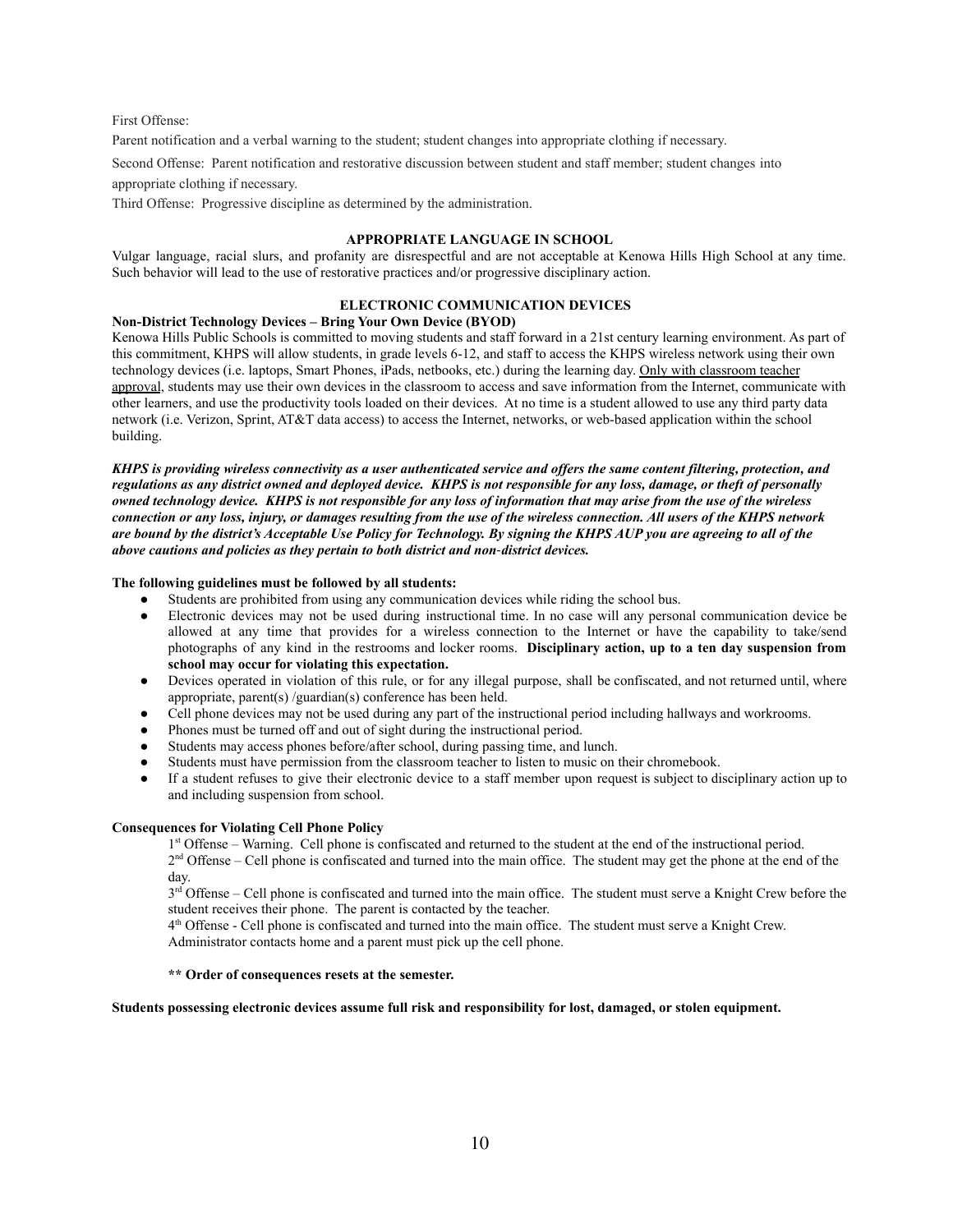First Offense:

Parent notification and a verbal warning to the student; student changes into appropriate clothing if necessary.

Second Offense: Parent notification and restorative discussion between student and staff member; student changes into appropriate clothing if necessary.

Third Offense: Progressive discipline as determined by the administration.

## APPROPRIATE LANGUAGE IN SCHOOL

Vulgar language, racial slurs, and profanity are disrespectful and are not acceptable at Kenowa Hills High School at any time. Such behavior will lead to the use of restorative practices and/or progressive disciplinary action.

## ELECTRONIC COMMUNICATION DEVICES

### Non-District Technology Devices – Bring Your Own Device (BYOD)

Kenowa Hills Public Schools is committed to moving students and staff forward in a 21st century learning environment. As part of this commitment, KHPS will allow students, in grade levels 6-12, and staff to access the KHPS wireless network using their own technology devices (i.e. laptops, Smart Phones, iPads, netbooks, etc.) during the learning day. <u>Only with classroom teacher approval</u>, students may use their own devices in the classroom to access and save information from the Internet, communicate with other learners, and use the productivity tools loaded on their devices. At no time is a student allowed to use any third party data network (i.e. Verizon, Sprint, AT&T data access) to access the Internet, networks, or web-based application within the school building.

***KHPS is providing wireless connectivity as a user authenticated service and offers the same content filtering, protection, and regulations as any district owned and deployed device. KHPS is not responsible for any loss, damage, or theft of personally owned technology device. KHPS is not responsible for any loss of information that may arise from the use of the wireless connection or any loss, injury, or damages resulting from the use of the wireless connection. All users of the KHPS network are bound by the district's Acceptable Use Policy for Technology. By signing the KHPS AUP you are agreeing to all of the above cautions and policies as they pertain to both district and non-district devices.***

**The following guidelines must be followed by all students:**

- Students are prohibited from using any communication devices while riding the school bus.
- Electronic devices may not be used during instructional time. In no case will any personal communication device be allowed at any time that provides for a wireless connection to the Internet or have the capability to take/send photographs of any kind in the restrooms and locker rooms. **Disciplinary action, up to a ten day suspension from school may occur for violating this expectation.**
- Devices operated in violation of this rule, or for any illegal purpose, shall be confiscated, and not returned until, where appropriate, parent(s) /guardian(s) conference has been held.
- Cell phone devices may not be used during any part of the instructional period including hallways and workrooms.
- Phones must be turned off and out of sight during the instructional period.
- Students may access phones before/after school, during passing time, and lunch.
- Students must have permission from the classroom teacher to listen to music on their chromebook.
- If a student refuses to give their electronic device to a staff member upon request is subject to disciplinary action up to and including suspension from school.

**Consequences for Violating Cell Phone Policy**

1st Offense – Warning. Cell phone is confiscated and returned to the student at the end of the instructional period.

2nd Offense – Cell phone is confiscated and turned into the main office. The student may get the phone at the end of the day.

3rd Offense – Cell phone is confiscated and turned into the main office. The student must serve a Knight Crew before the student receives their phone. The parent is contacted by the teacher.

4th Offense - Cell phone is confiscated and turned into the main office. The student must serve a Knight Crew. Administrator contacts home and a parent must pick up the cell phone.

**\*\* Order of consequences resets at the semester.**

**Students possessing electronic devices assume full risk and responsibility for lost, damaged, or stolen equipment.**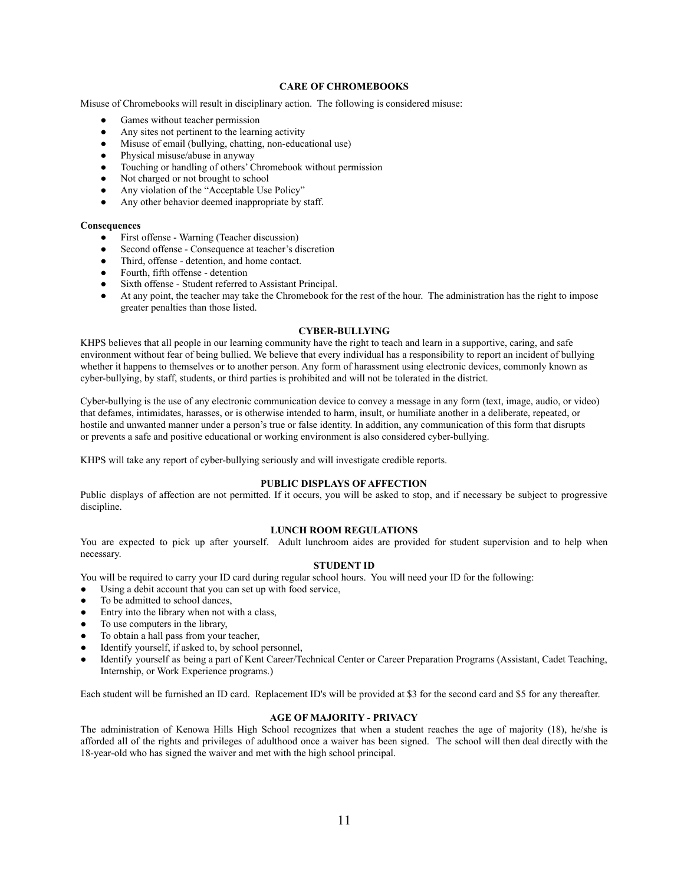## CARE OF CHROMEBOOKS

Misuse of Chromebooks will result in disciplinary action. The following is considered misuse:

- Games without teacher permission
- Any sites not pertinent to the learning activity
- Misuse of email (bullying, chatting, non-educational use)
- Physical misuse/abuse in anyway
- Touching or handling of others' Chromebook without permission
- Not charged or not brought to school
- Any violation of the "Acceptable Use Policy"
- Any other behavior deemed inappropriate by staff.

**Consequences**

- First offense - Warning (Teacher discussion)
- Second offense - Consequence at teacher's discretion
- Third, offense - detention, and home contact.
- Fourth, fifth offense - detention
- Sixth offense - Student referred to Assistant Principal.
- At any point, the teacher may take the Chromebook for the rest of the hour. The administration has the right to impose greater penalties than those listed.

## CYBER-BULLYING

KHPS believes that all people in our learning community have the right to teach and learn in a supportive, caring, and safe environment without fear of being bullied. We believe that every individual has a responsibility to report an incident of bullying whether it happens to themselves or to another person. Any form of harassment using electronic devices, commonly known as cyber-bullying, by staff, students, or third parties is prohibited and will not be tolerated in the district.

Cyber-bullying is the use of any electronic communication device to convey a message in any form (text, image, audio, or video) that defames, intimidates, harasses, or is otherwise intended to harm, insult, or humiliate another in a deliberate, repeated, or hostile and unwanted manner under a person's true or false identity. In addition, any communication of this form that disrupts or prevents a safe and positive educational or working environment is also considered cyber-bullying.

KHPS will take any report of cyber-bullying seriously and will investigate credible reports.

## PUBLIC DISPLAYS OF AFFECTION

Public displays of affection are not permitted. If it occurs, you will be asked to stop, and if necessary be subject to progressive discipline.

## LUNCH ROOM REGULATIONS

You are expected to pick up after yourself. Adult lunchroom aides are provided for student supervision and to help when necessary.

## STUDENT ID

You will be required to carry your ID card during regular school hours. You will need your ID for the following:

- Using a debit account that you can set up with food service,
- To be admitted to school dances,
- Entry into the library when not with a class,
- To use computers in the library,
- To obtain a hall pass from your teacher,
- Identify yourself, if asked to, by school personnel,
- Identify yourself as being a part of Kent Career/Technical Center or Career Preparation Programs (Assistant, Cadet Teaching, Internship, or Work Experience programs.)

Each student will be furnished an ID card. Replacement ID's will be provided at $3 for the second card and $5 for any thereafter.

## AGE OF MAJORITY - PRIVACY

The administration of Kenowa Hills High School recognizes that when a student reaches the age of majority (18), he/she is afforded all of the rights and privileges of adulthood once a waiver has been signed. The school will then deal directly with the 18-year-old who has signed the waiver and met with the high school principal.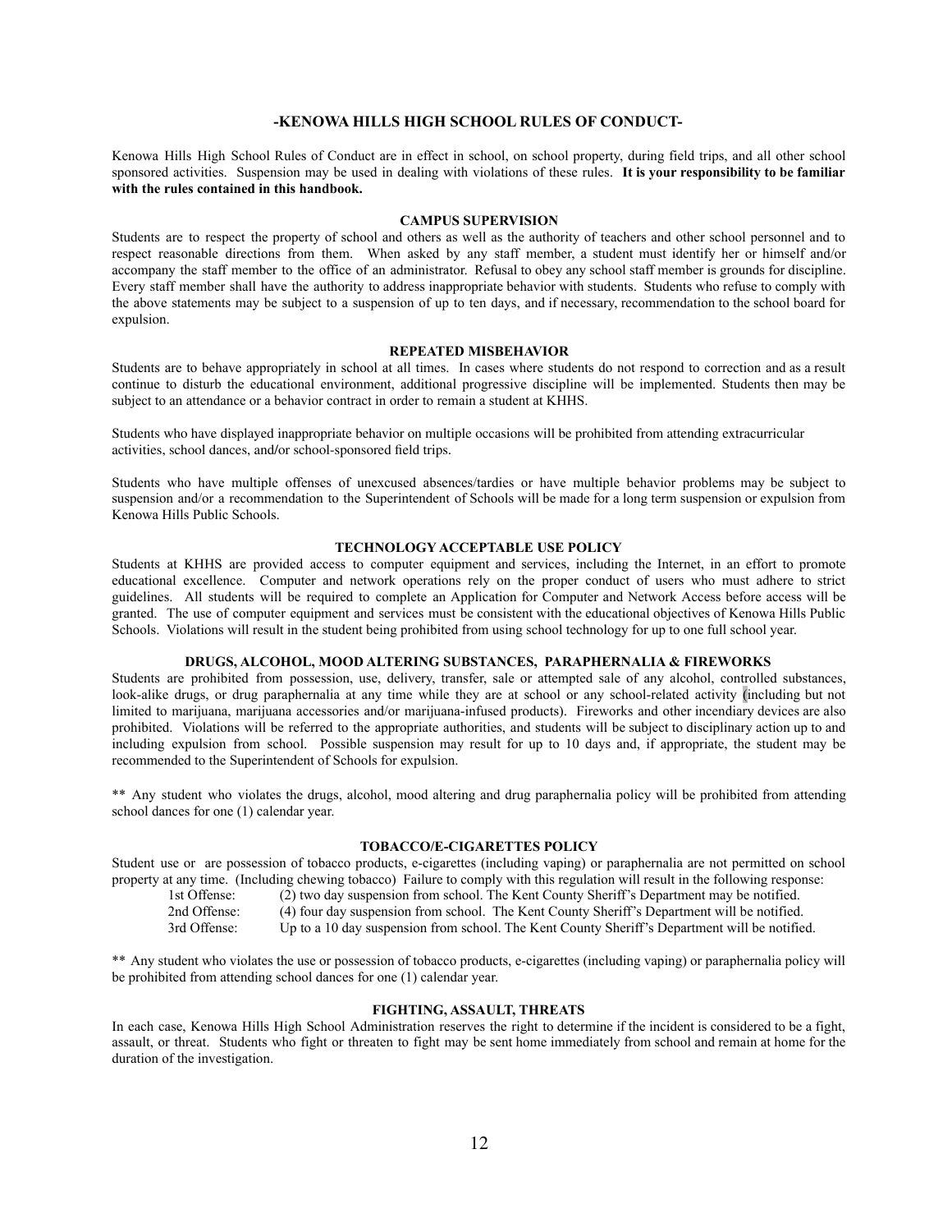# -KENOWA HILLS HIGH SCHOOL RULES OF CONDUCT-

Kenowa Hills High School Rules of Conduct are in effect in school, on school property, during field trips, and all other school sponsored activities. Suspension may be used in dealing with violations of these rules. **It is your responsibility to be familiar with the rules contained in this handbook.**

## CAMPUS SUPERVISION

Students are to respect the property of school and others as well as the authority of teachers and other school personnel and to respect reasonable directions from them. When asked by any staff member, a student must identify her or himself and/or accompany the staff member to the office of an administrator. Refusal to obey any school staff member is grounds for discipline. Every staff member shall have the authority to address inappropriate behavior with students. Students who refuse to comply with the above statements may be subject to a suspension of up to ten days, and if necessary, recommendation to the school board for expulsion.

## REPEATED MISBEHAVIOR

Students are to behave appropriately in school at all times. In cases where students do not respond to correction and as a result continue to disturb the educational environment, additional progressive discipline will be implemented. Students then may be subject to an attendance or a behavior contract in order to remain a student at KHHS.

Students who have displayed inappropriate behavior on multiple occasions will be prohibited from attending extracurricular activities, school dances, and/or school-sponsored field trips.

Students who have multiple offenses of unexcused absences/tardies or have multiple behavior problems may be subject to suspension and/or a recommendation to the Superintendent of Schools will be made for a long term suspension or expulsion from Kenowa Hills Public Schools.

## TECHNOLOGY ACCEPTABLE USE POLICY

Students at KHHS are provided access to computer equipment and services, including the Internet, in an effort to promote educational excellence. Computer and network operations rely on the proper conduct of users who must adhere to strict guidelines. All students will be required to complete an Application for Computer and Network Access before access will be granted. The use of computer equipment and services must be consistent with the educational objectives of Kenowa Hills Public Schools. Violations will result in the student being prohibited from using school technology for up to one full school year.

## DRUGS, ALCOHOL, MOOD ALTERING SUBSTANCES, PARAPHERNALIA & FIREWORKS

Students are prohibited from possession, use, delivery, transfer, sale or attempted sale of any alcohol, controlled substances, look-alike drugs, or drug paraphernalia at any time while they are at school or any school-related activity (including but not limited to marijuana, marijuana accessories and/or marijuana-infused products). Fireworks and other incendiary devices are also prohibited. Violations will be referred to the appropriate authorities, and students will be subject to disciplinary action up to and including expulsion from school. Possible suspension may result for up to 10 days and, if appropriate, the student may be recommended to the Superintendent of Schools for expulsion.

** Any student who violates the drugs, alcohol, mood altering and drug paraphernalia policy will be prohibited from attending school dances for one (1) calendar year.

## TOBACCO/E-CIGARETTES POLICY

Student use or are possession of tobacco products, e-cigarettes (including vaping) or paraphernalia are not permitted on school property at any time. (Including chewing tobacco) Failure to comply with this regulation will result in the following response:

- 1st Offense: (2) two day suspension from school. The Kent County Sheriff's Department may be notified.
- 2nd Offense: (4) four day suspension from school. The Kent County Sheriff's Department will be notified.
- 3rd Offense: Up to a 10 day suspension from school. The Kent County Sheriff's Department will be notified.

** Any student who violates the use or possession of tobacco products, e-cigarettes (including vaping) or paraphernalia policy will be prohibited from attending school dances for one (1) calendar year.

## FIGHTING, ASSAULT, THREATS

In each case, Kenowa Hills High School Administration reserves the right to determine if the incident is considered to be a fight, assault, or threat. Students who fight or threaten to fight may be sent home immediately from school and remain at home for the duration of the investigation.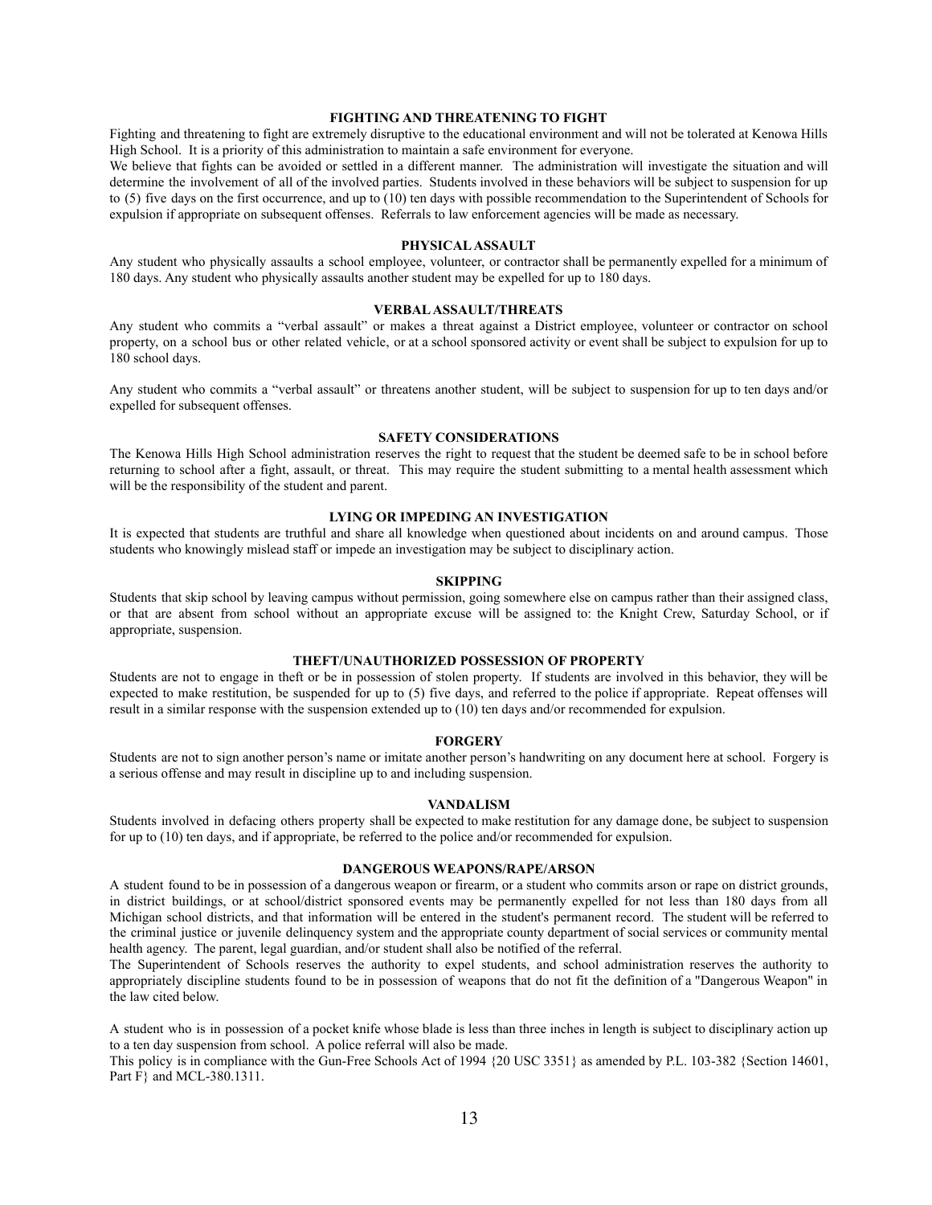## FIGHTING AND THREATENING TO FIGHT

Fighting and threatening to fight are extremely disruptive to the educational environment and will not be tolerated at Kenowa Hills High School. It is a priority of this administration to maintain a safe environment for everyone.

We believe that fights can be avoided or settled in a different manner. The administration will investigate the situation and will determine the involvement of all of the involved parties. Students involved in these behaviors will be subject to suspension for up to (5) five days on the first occurrence, and up to (10) ten days with possible recommendation to the Superintendent of Schools for expulsion if appropriate on subsequent offenses. Referrals to law enforcement agencies will be made as necessary.

## PHYSICAL ASSAULT

Any student who physically assaults a school employee, volunteer, or contractor shall be permanently expelled for a minimum of 180 days. Any student who physically assaults another student may be expelled for up to 180 days.

## VERBAL ASSAULT/THREATS

Any student who commits a "verbal assault" or makes a threat against a District employee, volunteer or contractor on school property, on a school bus or other related vehicle, or at a school sponsored activity or event shall be subject to expulsion for up to 180 school days.

Any student who commits a "verbal assault" or threatens another student, will be subject to suspension for up to ten days and/or expelled for subsequent offenses.

## SAFETY CONSIDERATIONS

The Kenowa Hills High School administration reserves the right to request that the student be deemed safe to be in school before returning to school after a fight, assault, or threat. This may require the student submitting to a mental health assessment which will be the responsibility of the student and parent.

## LYING OR IMPEDING AN INVESTIGATION

It is expected that students are truthful and share all knowledge when questioned about incidents on and around campus. Those students who knowingly mislead staff or impede an investigation may be subject to disciplinary action.

## SKIPPING

Students that skip school by leaving campus without permission, going somewhere else on campus rather than their assigned class, or that are absent from school without an appropriate excuse will be assigned to: the Knight Crew, Saturday School, or if appropriate, suspension.

## THEFT/UNAUTHORIZED POSSESSION OF PROPERTY

Students are not to engage in theft or be in possession of stolen property. If students are involved in this behavior, they will be expected to make restitution, be suspended for up to (5) five days, and referred to the police if appropriate. Repeat offenses will result in a similar response with the suspension extended up to (10) ten days and/or recommended for expulsion.

## FORGERY

Students are not to sign another person's name or imitate another person's handwriting on any document here at school. Forgery is a serious offense and may result in discipline up to and including suspension.

## VANDALISM

Students involved in defacing others property shall be expected to make restitution for any damage done, be subject to suspension for up to (10) ten days, and if appropriate, be referred to the police and/or recommended for expulsion.

## DANGEROUS WEAPONS/RAPE/ARSON

A student found to be in possession of a dangerous weapon or firearm, or a student who commits arson or rape on district grounds, in district buildings, or at school/district sponsored events may be permanently expelled for not less than 180 days from all Michigan school districts, and that information will be entered in the student's permanent record. The student will be referred to the criminal justice or juvenile delinquency system and the appropriate county department of social services or community mental health agency. The parent, legal guardian, and/or student shall also be notified of the referral.

The Superintendent of Schools reserves the authority to expel students, and school administration reserves the authority to appropriately discipline students found to be in possession of weapons that do not fit the definition of a "Dangerous Weapon" in the law cited below.

A student who is in possession of a pocket knife whose blade is less than three inches in length is subject to disciplinary action up to a ten day suspension from school. A police referral will also be made.

This policy is in compliance with the Gun-Free Schools Act of 1994 {20 USC 3351} as amended by P.L. 103-382 {Section 14601, Part F} and MCL-380.1311.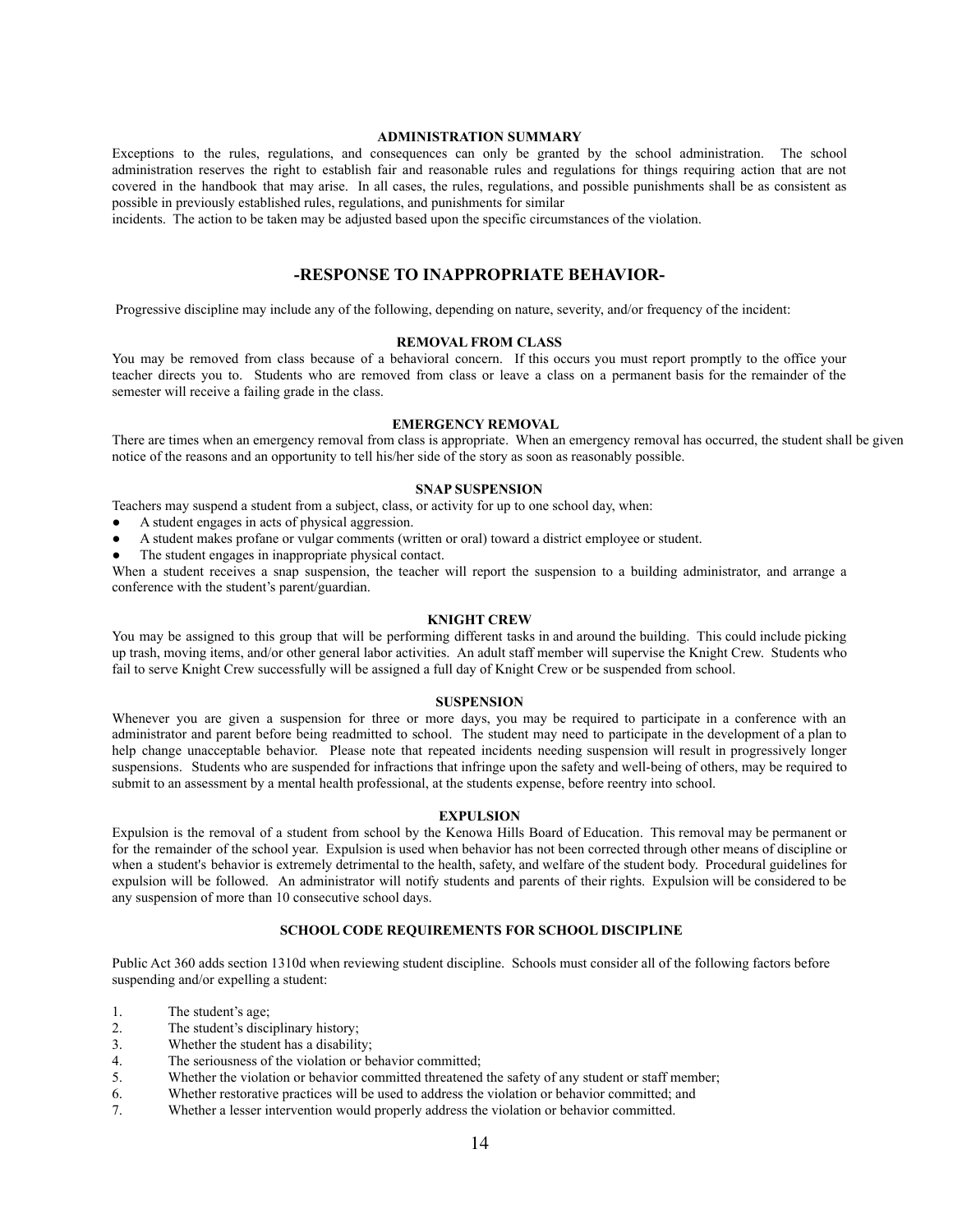### ADMINISTRATION SUMMARY

Exceptions to the rules, regulations, and consequences can only be granted by the school administration. The school administration reserves the right to establish fair and reasonable rules and regulations for things requiring action that are not covered in the handbook that may arise. In all cases, the rules, regulations, and possible punishments shall be as consistent as possible in previously established rules, regulations, and punishments for similar incidents. The action to be taken may be adjusted based upon the specific circumstances of the violation.

## -RESPONSE TO INAPPROPRIATE BEHAVIOR-

Progressive discipline may include any of the following, depending on nature, severity, and/or frequency of the incident:

### REMOVAL FROM CLASS

You may be removed from class because of a behavioral concern. If this occurs you must report promptly to the office your teacher directs you to. Students who are removed from class or leave a class on a permanent basis for the remainder of the semester will receive a failing grade in the class.

### EMERGENCY REMOVAL

There are times when an emergency removal from class is appropriate. When an emergency removal has occurred, the student shall be given notice of the reasons and an opportunity to tell his/her side of the story as soon as reasonably possible.

### SNAP SUSPENSION

Teachers may suspend a student from a subject, class, or activity for up to one school day, when:

- A student engages in acts of physical aggression.
- A student makes profane or vulgar comments (written or oral) toward a district employee or student.
- The student engages in inappropriate physical contact.

When a student receives a snap suspension, the teacher will report the suspension to a building administrator, and arrange a conference with the student's parent/guardian.

### KNIGHT CREW

You may be assigned to this group that will be performing different tasks in and around the building. This could include picking up trash, moving items, and/or other general labor activities. An adult staff member will supervise the Knight Crew. Students who fail to serve Knight Crew successfully will be assigned a full day of Knight Crew or be suspended from school.

### SUSPENSION

Whenever you are given a suspension for three or more days, you may be required to participate in a conference with an administrator and parent before being readmitted to school. The student may need to participate in the development of a plan to help change unacceptable behavior. Please note that repeated incidents needing suspension will result in progressively longer suspensions. Students who are suspended for infractions that infringe upon the safety and well-being of others, may be required to submit to an assessment by a mental health professional, at the students expense, before reentry into school.

### EXPULSION

Expulsion is the removal of a student from school by the Kenowa Hills Board of Education. This removal may be permanent or for the remainder of the school year. Expulsion is used when behavior has not been corrected through other means of discipline or when a student's behavior is extremely detrimental to the health, safety, and welfare of the student body. Procedural guidelines for expulsion will be followed. An administrator will notify students and parents of their rights. Expulsion will be considered to be any suspension of more than 10 consecutive school days.

### SCHOOL CODE REQUIREMENTS FOR SCHOOL DISCIPLINE

Public Act 360 adds section 1310d when reviewing student discipline. Schools must consider all of the following factors before suspending and/or expelling a student:

1. The student's age;
2. The student's disciplinary history;
3. Whether the student has a disability;
4. The seriousness of the violation or behavior committed;
5. Whether the violation or behavior committed threatened the safety of any student or staff member;
6. Whether restorative practices will be used to address the violation or behavior committed; and
7. Whether a lesser intervention would properly address the violation or behavior committed.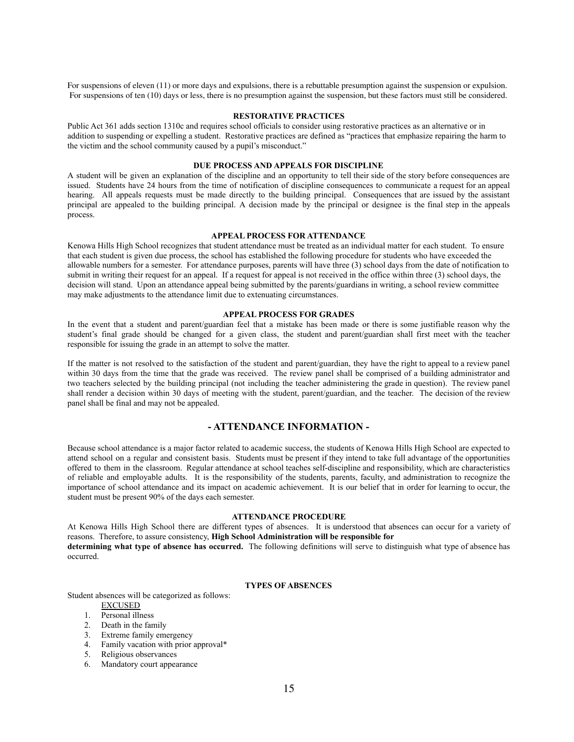For suspensions of eleven (11) or more days and expulsions, there is a rebuttable presumption against the suspension or expulsion. For suspensions of ten (10) days or less, there is no presumption against the suspension, but these factors must still be considered.

### RESTORATIVE PRACTICES

Public Act 361 adds section 1310c and requires school officials to consider using restorative practices as an alternative or in addition to suspending or expelling a student. Restorative practices are defined as "practices that emphasize repairing the harm to the victim and the school community caused by a pupil's misconduct."

### DUE PROCESS AND APPEALS FOR DISCIPLINE

A student will be given an explanation of the discipline and an opportunity to tell their side of the story before consequences are issued. Students have 24 hours from the time of notification of discipline consequences to communicate a request for an appeal hearing. All appeals requests must be made directly to the building principal. Consequences that are issued by the assistant principal are appealed to the building principal. A decision made by the principal or designee is the final step in the appeals process.

### APPEAL PROCESS FOR ATTENDANCE

Kenowa Hills High School recognizes that student attendance must be treated as an individual matter for each student. To ensure that each student is given due process, the school has established the following procedure for students who have exceeded the allowable numbers for a semester. For attendance purposes, parents will have three (3) school days from the date of notification to submit in writing their request for an appeal. If a request for appeal is not received in the office within three (3) school days, the decision will stand. Upon an attendance appeal being submitted by the parents/guardians in writing, a school review committee may make adjustments to the attendance limit due to extenuating circumstances.

### APPEAL PROCESS FOR GRADES

In the event that a student and parent/guardian feel that a mistake has been made or there is some justifiable reason why the student's final grade should be changed for a given class, the student and parent/guardian shall first meet with the teacher responsible for issuing the grade in an attempt to solve the matter.

If the matter is not resolved to the satisfaction of the student and parent/guardian, they have the right to appeal to a review panel within 30 days from the time that the grade was received. The review panel shall be comprised of a building administrator and two teachers selected by the building principal (not including the teacher administering the grade in question). The review panel shall render a decision within 30 days of meeting with the student, parent/guardian, and the teacher. The decision of the review panel shall be final and may not be appealed.

## - ATTENDANCE INFORMATION -

Because school attendance is a major factor related to academic success, the students of Kenowa Hills High School are expected to attend school on a regular and consistent basis. Students must be present if they intend to take full advantage of the opportunities offered to them in the classroom. Regular attendance at school teaches self-discipline and responsibility, which are characteristics of reliable and employable adults. It is the responsibility of the students, parents, faculty, and administration to recognize the importance of school attendance and its impact on academic achievement. It is our belief that in order for learning to occur, the student must be present 90% of the days each semester.

### ATTENDANCE PROCEDURE

At Kenowa Hills High School there are different types of absences. It is understood that absences can occur for a variety of reasons. Therefore, to assure consistency, **High School Administration will be responsible for determining what type of absence has occurred.** The following definitions will serve to distinguish what type of absence has occurred.

### TYPES OF ABSENCES

Student absences will be categorized as follows:

EXCUSED

1. Personal illness
2. Death in the family
3. Extreme family emergency
4. Family vacation with prior approval*
5. Religious observances
6. Mandatory court appearance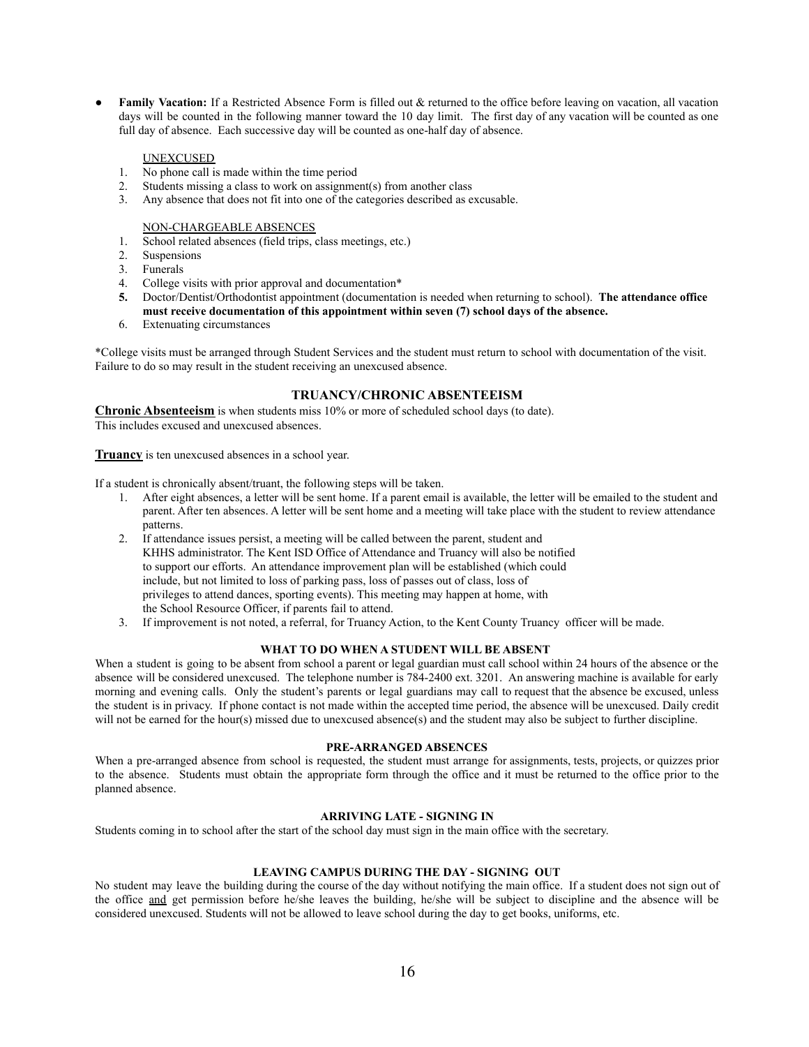- **Family Vacation:** If a Restricted Absence Form is filled out & returned to the office before leaving on vacation, all vacation days will be counted in the following manner toward the 10 day limit. The first day of any vacation will be counted as one full day of absence. Each successive day will be counted as one-half day of absence.

UNEXCUSED

1. No phone call is made within the time period
2. Students missing a class to work on assignment(s) from another class
3. Any absence that does not fit into one of the categories described as excusable.

NON-CHARGEABLE ABSENCES

1. School related absences (field trips, class meetings, etc.)
2. Suspensions
3. Funerals
4. College visits with prior approval and documentation*
5. Doctor/Dentist/Orthodontist appointment (documentation is needed when returning to school). **The attendance office must receive documentation of this appointment within seven (7) school days of the absence.**
6. Extenuating circumstances

*College visits must be arranged through Student Services and the student must return to school with documentation of the visit. Failure to do so may result in the student receiving an unexcused absence.

## TRUANCY/CHRONIC ABSENTEEISM

**Chronic Absenteeism** is when students miss 10% or more of scheduled school days (to date). This includes excused and unexcused absences.

**Truancy** is ten unexcused absences in a school year.

If a student is chronically absent/truant, the following steps will be taken.

1. After eight absences, a letter will be sent home. If a parent email is available, the letter will be emailed to the student and parent. After ten absences. A letter will be sent home and a meeting will take place with the student to review attendance patterns.
2. If attendance issues persist, a meeting will be called between the parent, student and KHHS administrator. The Kent ISD Office of Attendance and Truancy will also be notified to support our efforts. An attendance improvement plan will be established (which could include, but not limited to loss of parking pass, loss of passes out of class, loss of privileges to attend dances, sporting events). This meeting may happen at home, with the School Resource Officer, if parents fail to attend.
3. If improvement is not noted, a referral, for Truancy Action, to the Kent County Truancy officer will be made.

### WHAT TO DO WHEN A STUDENT WILL BE ABSENT

When a student is going to be absent from school a parent or legal guardian must call school within 24 hours of the absence or the absence will be considered unexcused. The telephone number is 784-2400 ext. 3201. An answering machine is available for early morning and evening calls. Only the student's parents or legal guardians may call to request that the absence be excused, unless the student is in privacy. If phone contact is not made within the accepted time period, the absence will be unexcused. Daily credit will not be earned for the hour(s) missed due to unexcused absence(s) and the student may also be subject to further discipline.

### PRE-ARRANGED ABSENCES

When a pre-arranged absence from school is requested, the student must arrange for assignments, tests, projects, or quizzes prior to the absence. Students must obtain the appropriate form through the office and it must be returned to the office prior to the planned absence.

### ARRIVING LATE - SIGNING IN

Students coming in to school after the start of the school day must sign in the main office with the secretary.

### LEAVING CAMPUS DURING THE DAY - SIGNING OUT

No student may leave the building during the course of the day without notifying the main office. If a student does not sign out of the office and get permission before he/she leaves the building, he/she will be subject to discipline and the absence will be considered unexcused. Students will not be allowed to leave school during the day to get books, uniforms, etc.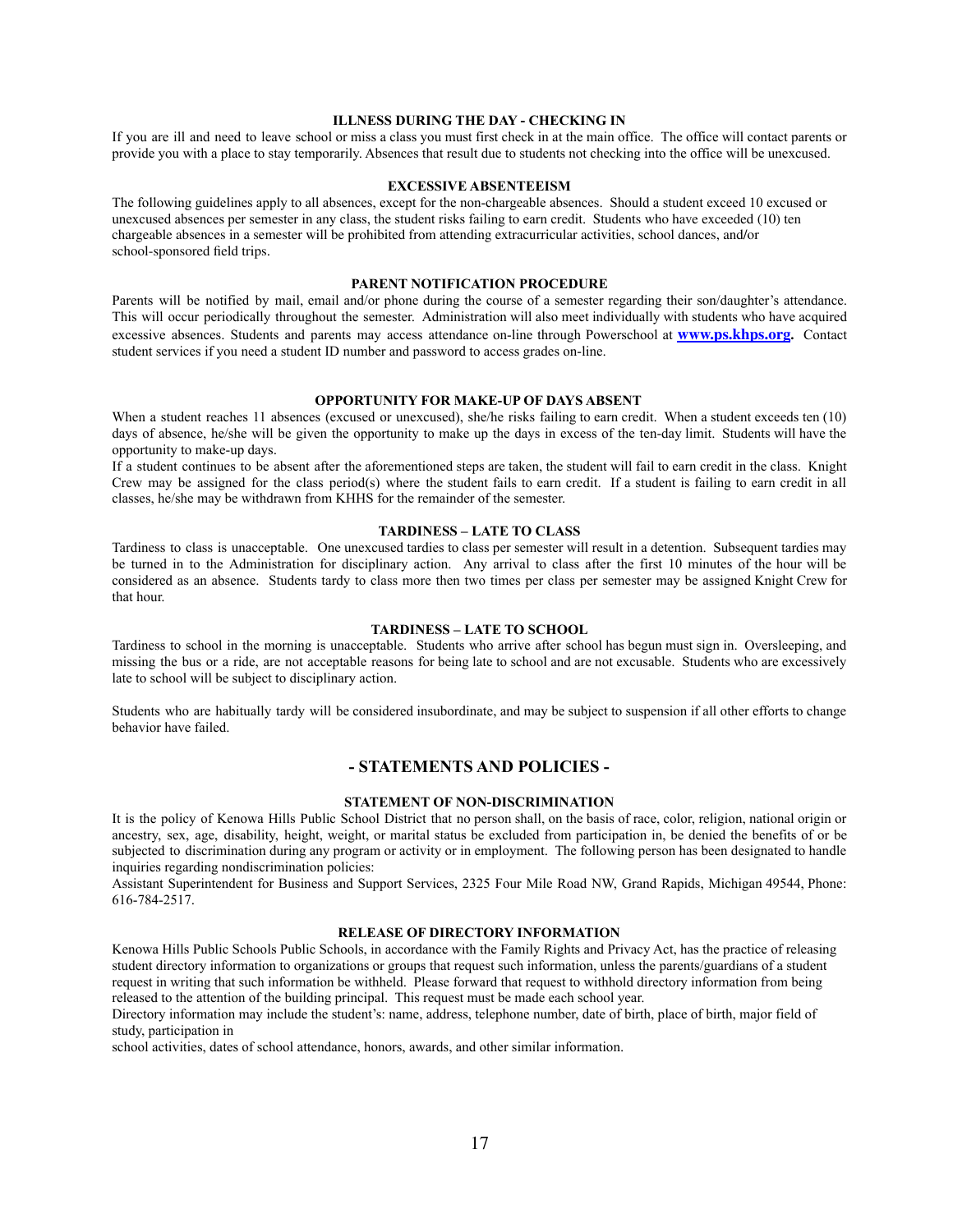### ILLNESS DURING THE DAY - CHECKING IN

If you are ill and need to leave school or miss a class you must first check in at the main office. The office will contact parents or provide you with a place to stay temporarily. Absences that result due to students not checking into the office will be unexcused.

### EXCESSIVE ABSENTEEISM

The following guidelines apply to all absences, except for the non-chargeable absences. Should a student exceed 10 excused or unexcused absences per semester in any class, the student risks failing to earn credit. Students who have exceeded (10) ten chargeable absences in a semester will be prohibited from attending extracurricular activities, school dances, and/or school-sponsored field trips.

### PARENT NOTIFICATION PROCEDURE

Parents will be notified by mail, email and/or phone during the course of a semester regarding their son/daughter's attendance. This will occur periodically throughout the semester. Administration will also meet individually with students who have acquired excessive absences. Students and parents may access attendance on-line through Powerschool at **www.ps.khps.org.** Contact student services if you need a student ID number and password to access grades on-line.

### OPPORTUNITY FOR MAKE-UP OF DAYS ABSENT

When a student reaches 11 absences (excused or unexcused), she/he risks failing to earn credit. When a student exceeds ten (10) days of absence, he/she will be given the opportunity to make up the days in excess of the ten-day limit. Students will have the opportunity to make-up days.

If a student continues to be absent after the aforementioned steps are taken, the student will fail to earn credit in the class. Knight Crew may be assigned for the class period(s) where the student fails to earn credit. If a student is failing to earn credit in all classes, he/she may be withdrawn from KHHS for the remainder of the semester.

### TARDINESS – LATE TO CLASS

Tardiness to class is unacceptable. One unexcused tardies to class per semester will result in a detention. Subsequent tardies may be turned in to the Administration for disciplinary action. Any arrival to class after the first 10 minutes of the hour will be considered as an absence. Students tardy to class more then two times per class per semester may be assigned Knight Crew for that hour.

### TARDINESS – LATE TO SCHOOL

Tardiness to school in the morning is unacceptable. Students who arrive after school has begun must sign in. Oversleeping, and missing the bus or a ride, are not acceptable reasons for being late to school and are not excusable. Students who are excessively late to school will be subject to disciplinary action.

Students who are habitually tardy will be considered insubordinate, and may be subject to suspension if all other efforts to change behavior have failed.

## - STATEMENTS AND POLICIES -

### STATEMENT OF NON-DISCRIMINATION

It is the policy of Kenowa Hills Public School District that no person shall, on the basis of race, color, religion, national origin or ancestry, sex, age, disability, height, weight, or marital status be excluded from participation in, be denied the benefits of or be subjected to discrimination during any program or activity or in employment. The following person has been designated to handle inquiries regarding nondiscrimination policies:

Assistant Superintendent for Business and Support Services, 2325 Four Mile Road NW, Grand Rapids, Michigan 49544, Phone: 616-784-2517.

### RELEASE OF DIRECTORY INFORMATION

Kenowa Hills Public Schools Public Schools, in accordance with the Family Rights and Privacy Act, has the practice of releasing student directory information to organizations or groups that request such information, unless the parents/guardians of a student request in writing that such information be withheld. Please forward that request to withhold directory information from being released to the attention of the building principal. This request must be made each school year.

Directory information may include the student's: name, address, telephone number, date of birth, place of birth, major field of study, participation in school activities, dates of school attendance, honors, awards, and other similar information.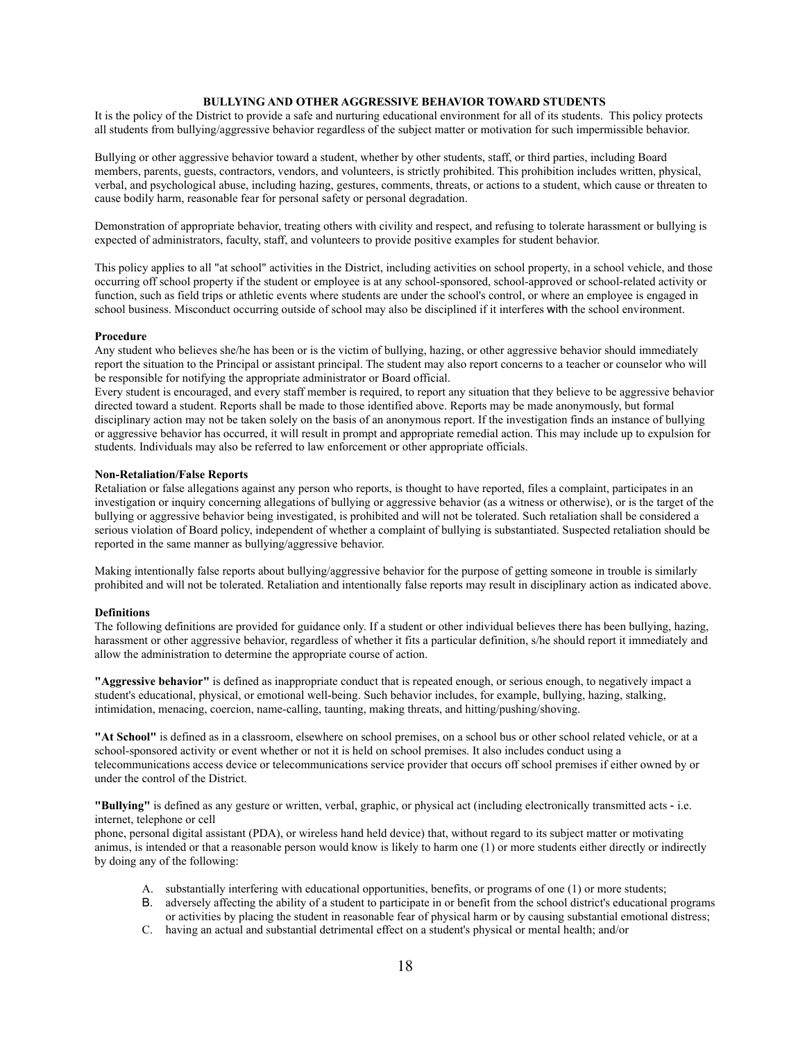## BULLYING AND OTHER AGGRESSIVE BEHAVIOR TOWARD STUDENTS

It is the policy of the District to provide a safe and nurturing educational environment for all of its students. This policy protects all students from bullying/aggressive behavior regardless of the subject matter or motivation for such impermissible behavior.

Bullying or other aggressive behavior toward a student, whether by other students, staff, or third parties, including Board members, parents, guests, contractors, vendors, and volunteers, is strictly prohibited. This prohibition includes written, physical, verbal, and psychological abuse, including hazing, gestures, comments, threats, or actions to a student, which cause or threaten to cause bodily harm, reasonable fear for personal safety or personal degradation.

Demonstration of appropriate behavior, treating others with civility and respect, and refusing to tolerate harassment or bullying is expected of administrators, faculty, staff, and volunteers to provide positive examples for student behavior.

This policy applies to all "at school" activities in the District, including activities on school property, in a school vehicle, and those occurring off school property if the student or employee is at any school-sponsored, school-approved or school-related activity or function, such as field trips or athletic events where students are under the school's control, or where an employee is engaged in school business. Misconduct occurring outside of school may also be disciplined if it interferes with the school environment.

### Procedure

Any student who believes she/he has been or is the victim of bullying, hazing, or other aggressive behavior should immediately report the situation to the Principal or assistant principal. The student may also report concerns to a teacher or counselor who will be responsible for notifying the appropriate administrator or Board official.

Every student is encouraged, and every staff member is required, to report any situation that they believe to be aggressive behavior directed toward a student. Reports shall be made to those identified above. Reports may be made anonymously, but formal disciplinary action may not be taken solely on the basis of an anonymous report. If the investigation finds an instance of bullying or aggressive behavior has occurred, it will result in prompt and appropriate remedial action. This may include up to expulsion for students. Individuals may also be referred to law enforcement or other appropriate officials.

### Non-Retaliation/False Reports

Retaliation or false allegations against any person who reports, is thought to have reported, files a complaint, participates in an investigation or inquiry concerning allegations of bullying or aggressive behavior (as a witness or otherwise), or is the target of the bullying or aggressive behavior being investigated, is prohibited and will not be tolerated. Such retaliation shall be considered a serious violation of Board policy, independent of whether a complaint of bullying is substantiated. Suspected retaliation should be reported in the same manner as bullying/aggressive behavior.

Making intentionally false reports about bullying/aggressive behavior for the purpose of getting someone in trouble is similarly prohibited and will not be tolerated. Retaliation and intentionally false reports may result in disciplinary action as indicated above.

### Definitions

The following definitions are provided for guidance only. If a student or other individual believes there has been bullying, hazing, harassment or other aggressive behavior, regardless of whether it fits a particular definition, s/he should report it immediately and allow the administration to determine the appropriate course of action.

**"Aggressive behavior"** is defined as inappropriate conduct that is repeated enough, or serious enough, to negatively impact a student's educational, physical, or emotional well-being. Such behavior includes, for example, bullying, hazing, stalking, intimidation, menacing, coercion, name-calling, taunting, making threats, and hitting/pushing/shoving.

**"At School"** is defined as in a classroom, elsewhere on school premises, on a school bus or other school related vehicle, or at a school-sponsored activity or event whether or not it is held on school premises. It also includes conduct using a telecommunications access device or telecommunications service provider that occurs off school premises if either owned by or under the control of the District.

**"Bullying"** is defined as any gesture or written, verbal, graphic, or physical act (including electronically transmitted acts - i.e. internet, telephone or cell phone, personal digital assistant (PDA), or wireless hand held device) that, without regard to its subject matter or motivating animus, is intended or that a reasonable person would know is likely to harm one (1) or more students either directly or indirectly by doing any of the following:

A. substantially interfering with educational opportunities, benefits, or programs of one (1) or more students;
B. adversely affecting the ability of a student to participate in or benefit from the school district's educational programs or activities by placing the student in reasonable fear of physical harm or by causing substantial emotional distress;
C. having an actual and substantial detrimental effect on a student's physical or mental health; and/or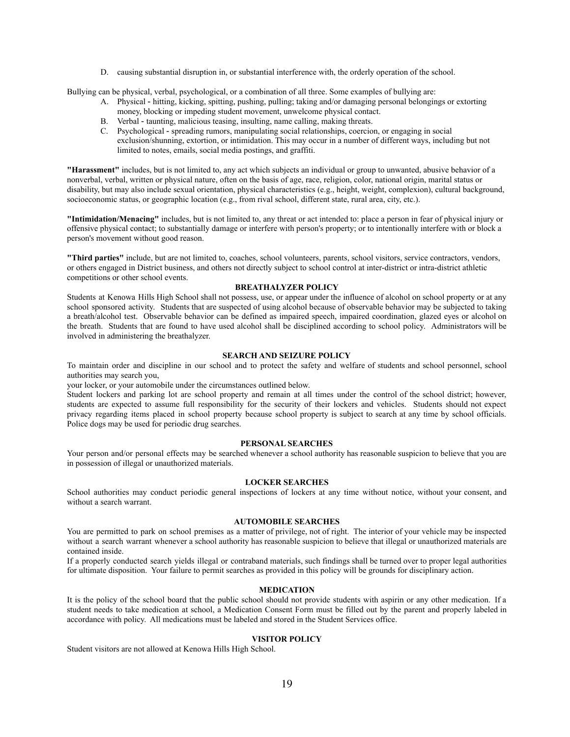D. causing substantial disruption in, or substantial interference with, the orderly operation of the school.

Bullying can be physical, verbal, psychological, or a combination of all three. Some examples of bullying are:

A. Physical - hitting, kicking, spitting, pushing, pulling; taking and/or damaging personal belongings or extorting money, blocking or impeding student movement, unwelcome physical contact.
B. Verbal - taunting, malicious teasing, insulting, name calling, making threats.
C. Psychological - spreading rumors, manipulating social relationships, coercion, or engaging in social exclusion/shunning, extortion, or intimidation. This may occur in a number of different ways, including but not limited to notes, emails, social media postings, and graffiti.

**"Harassment"** includes, but is not limited to, any act which subjects an individual or group to unwanted, abusive behavior of a nonverbal, verbal, written or physical nature, often on the basis of age, race, religion, color, national origin, marital status or disability, but may also include sexual orientation, physical characteristics (e.g., height, weight, complexion), cultural background, socioeconomic status, or geographic location (e.g., from rival school, different state, rural area, city, etc.).

**"Intimidation/Menacing"** includes, but is not limited to, any threat or act intended to: place a person in fear of physical injury or offensive physical contact; to substantially damage or interfere with person's property; or to intentionally interfere with or block a person's movement without good reason.

**"Third parties"** include, but are not limited to, coaches, school volunteers, parents, school visitors, service contractors, vendors, or others engaged in District business, and others not directly subject to school control at inter-district or intra-district athletic competitions or other school events.

## BREATHALYZER POLICY

Students at Kenowa Hills High School shall not possess, use, or appear under the influence of alcohol on school property or at any school sponsored activity. Students that are suspected of using alcohol because of observable behavior may be subjected to taking a breath/alcohol test. Observable behavior can be defined as impaired speech, impaired coordination, glazed eyes or alcohol on the breath. Students that are found to have used alcohol shall be disciplined according to school policy. Administrators will be involved in administering the breathalyzer.

## SEARCH AND SEIZURE POLICY

To maintain order and discipline in our school and to protect the safety and welfare of students and school personnel, school authorities may search you,
your locker, or your automobile under the circumstances outlined below.

Student lockers and parking lot are school property and remain at all times under the control of the school district; however, students are expected to assume full responsibility for the security of their lockers and vehicles. Students should not expect privacy regarding items placed in school property because school property is subject to search at any time by school officials. Police dogs may be used for periodic drug searches.

## PERSONAL SEARCHES

Your person and/or personal effects may be searched whenever a school authority has reasonable suspicion to believe that you are in possession of illegal or unauthorized materials.

## LOCKER SEARCHES

School authorities may conduct periodic general inspections of lockers at any time without notice, without your consent, and without a search warrant.

## AUTOMOBILE SEARCHES

You are permitted to park on school premises as a matter of privilege, not of right. The interior of your vehicle may be inspected without a search warrant whenever a school authority has reasonable suspicion to believe that illegal or unauthorized materials are contained inside.

If a properly conducted search yields illegal or contraband materials, such findings shall be turned over to proper legal authorities for ultimate disposition. Your failure to permit searches as provided in this policy will be grounds for disciplinary action.

## MEDICATION

It is the policy of the school board that the public school should not provide students with aspirin or any other medication. If a student needs to take medication at school, a Medication Consent Form must be filled out by the parent and properly labeled in accordance with policy. All medications must be labeled and stored in the Student Services office.

## VISITOR POLICY

Student visitors are not allowed at Kenowa Hills High School.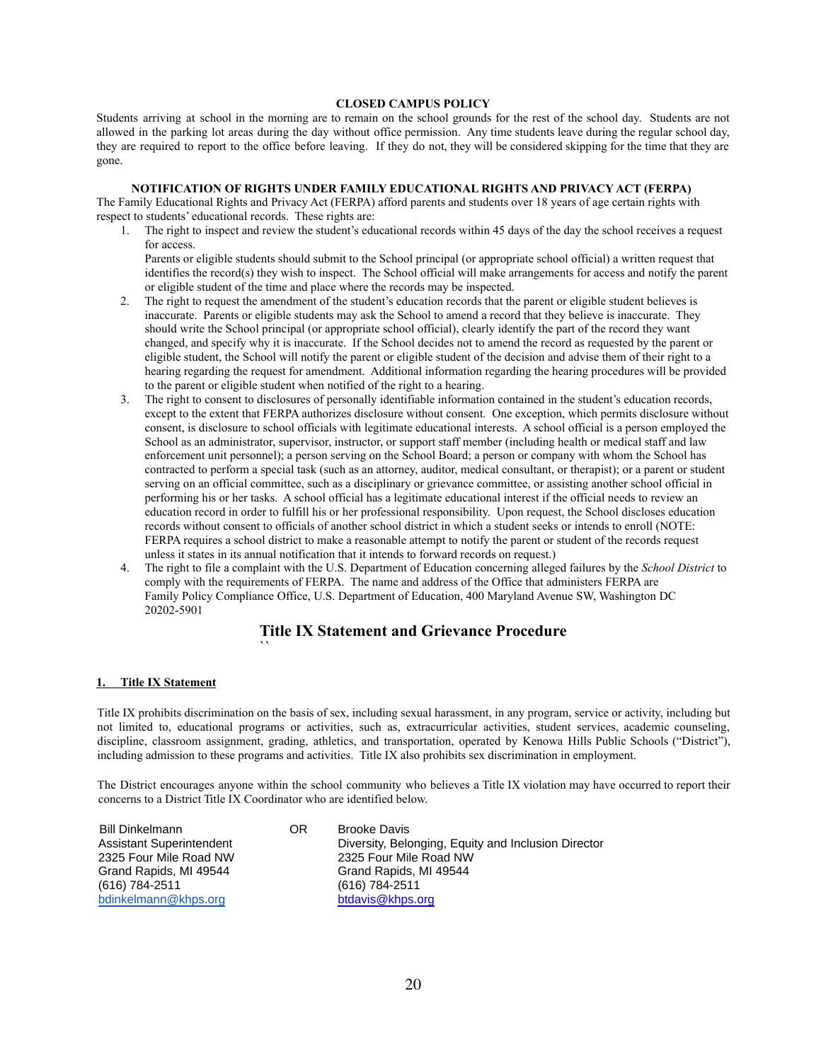**CLOSED CAMPUS POLICY**

Students arriving at school in the morning are to remain on the school grounds for the rest of the school day. Students are not allowed in the parking lot areas during the day without office permission. Any time students leave during the regular school day, they are required to report to the office before leaving. If they do not, they will be considered skipping for the time that they are gone.

**NOTIFICATION OF RIGHTS UNDER FAMILY EDUCATIONAL RIGHTS AND PRIVACY ACT (FERPA)**

The Family Educational Rights and Privacy Act (FERPA) afford parents and students over 18 years of age certain rights with respect to students' educational records. These rights are:

1. The right to inspect and review the student's educational records within 45 days of the day the school receives a request for access.
   Parents or eligible students should submit to the School principal (or appropriate school official) a written request that identifies the record(s) they wish to inspect. The School official will make arrangements for access and notify the parent or eligible student of the time and place where the records may be inspected.
2. The right to request the amendment of the student's education records that the parent or eligible student believes is inaccurate. Parents or eligible students may ask the School to amend a record that they believe is inaccurate. They should write the School principal (or appropriate school official), clearly identify the part of the record they want changed, and specify why it is inaccurate. If the School decides not to amend the record as requested by the parent or eligible student, the School will notify the parent or eligible student of the decision and advise them of their right to a hearing regarding the request for amendment. Additional information regarding the hearing procedures will be provided to the parent or eligible student when notified of the right to a hearing.
3. The right to consent to disclosures of personally identifiable information contained in the student's education records, except to the extent that FERPA authorizes disclosure without consent. One exception, which permits disclosure without consent, is disclosure to school officials with legitimate educational interests. A school official is a person employed the School as an administrator, supervisor, instructor, or support staff member (including health or medical staff and law enforcement unit personnel); a person serving on the School Board; a person or company with whom the School has contracted to perform a special task (such as an attorney, auditor, medical consultant, or therapist); or a parent or student serving on an official committee, such as a disciplinary or grievance committee, or assisting another school official in performing his or her tasks. A school official has a legitimate educational interest if the official needs to review an education record in order to fulfill his or her professional responsibility. Upon request, the School discloses education records without consent to officials of another school district in which a student seeks or intends to enroll (NOTE: FERPA requires a school district to make a reasonable attempt to notify the parent or student of the records request unless it states in its annual notification that it intends to forward records on request.)
4. The right to file a complaint with the U.S. Department of Education concerning alleged failures by the *School District* to comply with the requirements of FERPA. The name and address of the Office that administers FERPA are Family Policy Compliance Office, U.S. Department of Education, 400 Maryland Avenue SW, Washington DC 20202-5901

## Title IX Statement and Grievance Procedure

**1. Title IX Statement**

Title IX prohibits discrimination on the basis of sex, including sexual harassment, in any program, service or activity, including but not limited to, educational programs or activities, such as, extracurricular activities, student services, academic counseling, discipline, classroom assignment, grading, athletics, and transportation, operated by Kenowa Hills Public Schools ("District"), including admission to these programs and activities. Title IX also prohibits sex discrimination in employment.

The District encourages anyone within the school community who believes a Title IX violation may have occurred to report their concerns to a District Title IX Coordinator who are identified below.

Bill Dinkelmann
Assistant Superintendent
2325 Four Mile Road NW
Grand Rapids, MI 49544
(616) 784-2511
bdinkelmann@khps.org

OR

Brooke Davis
Diversity, Belonging, Equity and Inclusion Director
2325 Four Mile Road NW
Grand Rapids, MI 49544
(616) 784-2511
btdavis@khps.org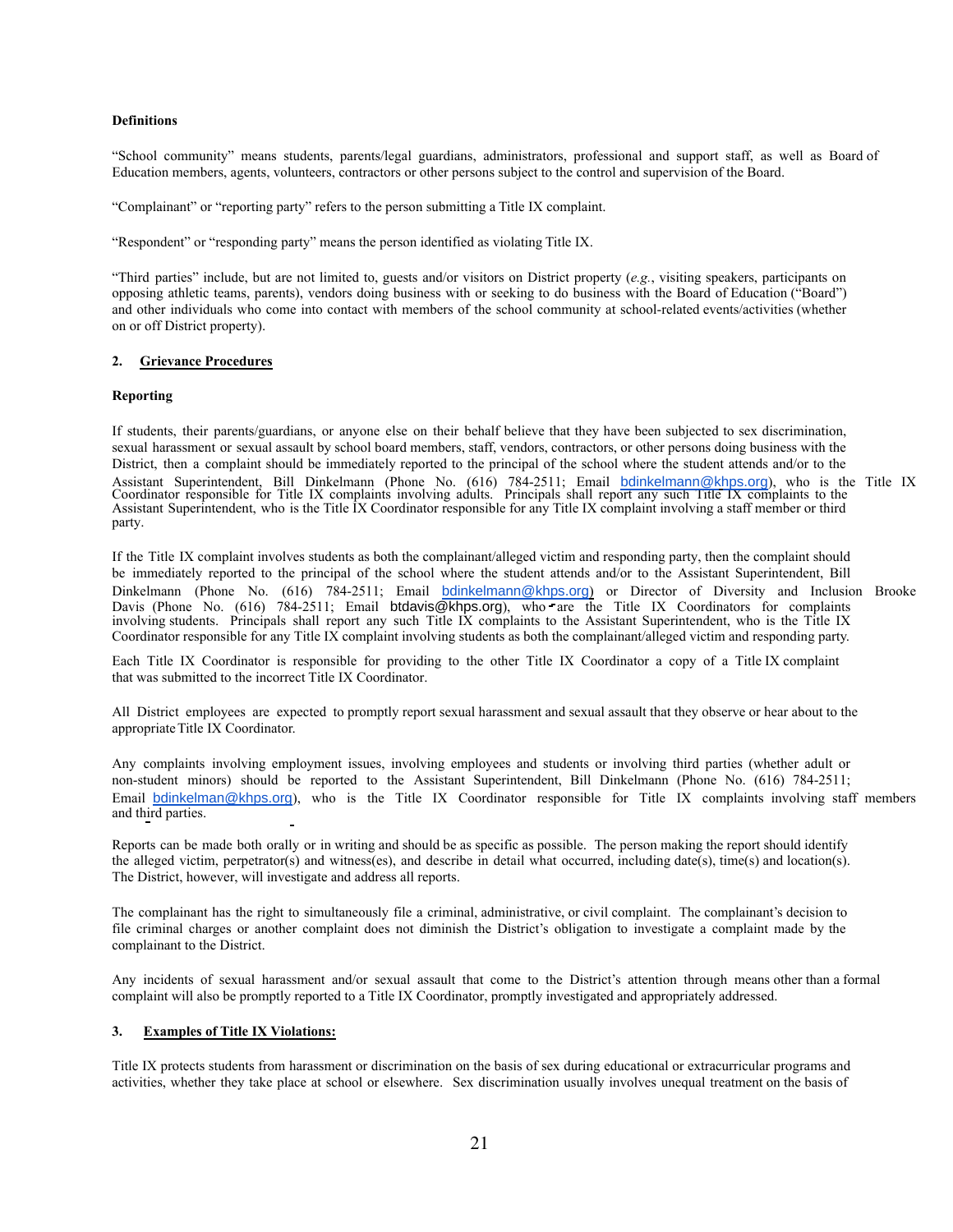**Definitions**

"School community" means students, parents/legal guardians, administrators, professional and support staff, as well as Board of Education members, agents, volunteers, contractors or other persons subject to the control and supervision of the Board.

"Complainant" or "reporting party" refers to the person submitting a Title IX complaint.

"Respondent" or "responding party" means the person identified as violating Title IX.

"Third parties" include, but are not limited to, guests and/or visitors on District property (*e.g.*, visiting speakers, participants on opposing athletic teams, parents), vendors doing business with or seeking to do business with the Board of Education ("Board") and other individuals who come into contact with members of the school community at school-related events/activities (whether on or off District property).

## 2. Grievance Procedures

**Reporting**

If students, their parents/guardians, or anyone else on their behalf believe that they have been subjected to sex discrimination, sexual harassment or sexual assault by school board members, staff, vendors, contractors, or other persons doing business with the District, then a complaint should be immediately reported to the principal of the school where the student attends and/or to the Assistant Superintendent, Bill Dinkelmann (Phone No. (616) 784-2511; Email bdinkelmann@khps.org), who is the Title IX Coordinator responsible for Title IX complaints involving adults. Principals shall report any such Title IX complaints to the Assistant Superintendent, who is the Title IX Coordinator responsible for any Title IX complaint involving a staff member or third party.

If the Title IX complaint involves students as both the complainant/alleged victim and responding party, then the complaint should be immediately reported to the principal of the school where the student attends and/or to the Assistant Superintendent, Bill Dinkelmann (Phone No. (616) 784-2511; Email bdinkelmann@khps.org) or Director of Diversity and Inclusion Brooke Davis (Phone No. (616) 784-2511; Email btdavis@khps.org), who are the Title IX Coordinators for complaints involving students. Principals shall report any such Title IX complaints to the Assistant Superintendent, who is the Title IX Coordinator responsible for any Title IX complaint involving students as both the complainant/alleged victim and responding party.

Each Title IX Coordinator is responsible for providing to the other Title IX Coordinator a copy of a Title IX complaint that was submitted to the incorrect Title IX Coordinator.

All District employees are expected to promptly report sexual harassment and sexual assault that they observe or hear about to the appropriate Title IX Coordinator.

Any complaints involving employment issues, involving employees and students or involving third parties (whether adult or non-student minors) should be reported to the Assistant Superintendent, Bill Dinkelmann (Phone No. (616) 784-2511; Email bdinkelman@khps.org), who is the Title IX Coordinator responsible for Title IX complaints involving staff members and third parties.

Reports can be made both orally or in writing and should be as specific as possible. The person making the report should identify the alleged victim, perpetrator(s) and witness(es), and describe in detail what occurred, including date(s), time(s) and location(s). The District, however, will investigate and address all reports.

The complainant has the right to simultaneously file a criminal, administrative, or civil complaint. The complainant's decision to file criminal charges or another complaint does not diminish the District's obligation to investigate a complaint made by the complainant to the District.

Any incidents of sexual harassment and/or sexual assault that come to the District's attention through means other than a formal complaint will also be promptly reported to a Title IX Coordinator, promptly investigated and appropriately addressed.

## 3. Examples of Title IX Violations:

Title IX protects students from harassment or discrimination on the basis of sex during educational or extracurricular programs and activities, whether they take place at school or elsewhere. Sex discrimination usually involves unequal treatment on the basis of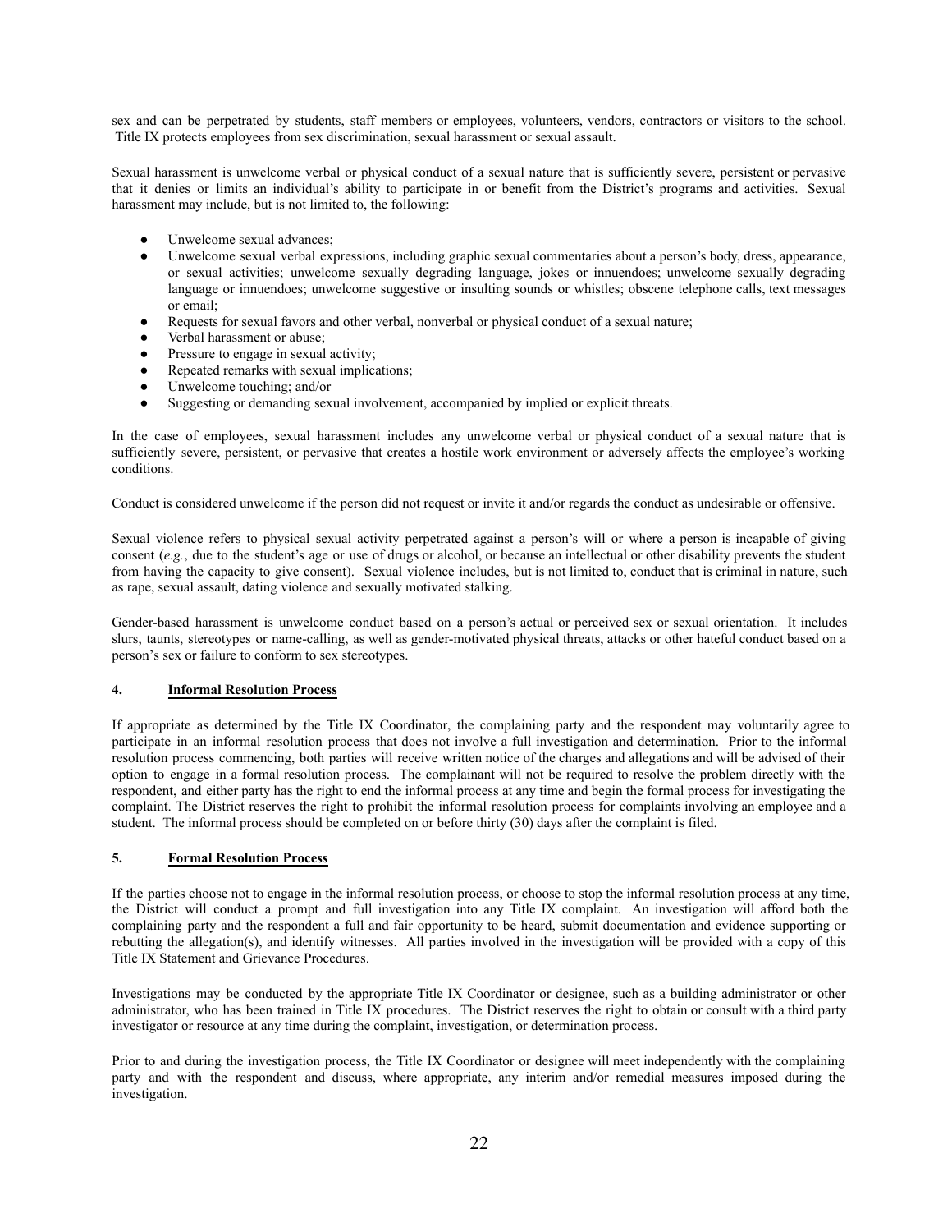sex and can be perpetrated by students, staff members or employees, volunteers, vendors, contractors or visitors to the school. Title IX protects employees from sex discrimination, sexual harassment or sexual assault.

Sexual harassment is unwelcome verbal or physical conduct of a sexual nature that is sufficiently severe, persistent or pervasive that it denies or limits an individual's ability to participate in or benefit from the District's programs and activities. Sexual harassment may include, but is not limited to, the following:

- Unwelcome sexual advances;
- Unwelcome sexual verbal expressions, including graphic sexual commentaries about a person's body, dress, appearance, or sexual activities; unwelcome sexually degrading language, jokes or innuendoes; unwelcome sexually degrading language or innuendoes; unwelcome suggestive or insulting sounds or whistles; obscene telephone calls, text messages or email;
- Requests for sexual favors and other verbal, nonverbal or physical conduct of a sexual nature;
- Verbal harassment or abuse;
- Pressure to engage in sexual activity;
- Repeated remarks with sexual implications;
- Unwelcome touching; and/or
- Suggesting or demanding sexual involvement, accompanied by implied or explicit threats.

In the case of employees, sexual harassment includes any unwelcome verbal or physical conduct of a sexual nature that is sufficiently severe, persistent, or pervasive that creates a hostile work environment or adversely affects the employee's working conditions.

Conduct is considered unwelcome if the person did not request or invite it and/or regards the conduct as undesirable or offensive.

Sexual violence refers to physical sexual activity perpetrated against a person's will or where a person is incapable of giving consent (*e.g.*, due to the student's age or use of drugs or alcohol, or because an intellectual or other disability prevents the student from having the capacity to give consent). Sexual violence includes, but is not limited to, conduct that is criminal in nature, such as rape, sexual assault, dating violence and sexually motivated stalking.

Gender-based harassment is unwelcome conduct based on a person's actual or perceived sex or sexual orientation. It includes slurs, taunts, stereotypes or name-calling, as well as gender-motivated physical threats, attacks or other hateful conduct based on a person's sex or failure to conform to sex stereotypes.

**4. Informal Resolution Process**

If appropriate as determined by the Title IX Coordinator, the complaining party and the respondent may voluntarily agree to participate in an informal resolution process that does not involve a full investigation and determination. Prior to the informal resolution process commencing, both parties will receive written notice of the charges and allegations and will be advised of their option to engage in a formal resolution process. The complainant will not be required to resolve the problem directly with the respondent, and either party has the right to end the informal process at any time and begin the formal process for investigating the complaint. The District reserves the right to prohibit the informal resolution process for complaints involving an employee and a student. The informal process should be completed on or before thirty (30) days after the complaint is filed.

**5. Formal Resolution Process**

If the parties choose not to engage in the informal resolution process, or choose to stop the informal resolution process at any time, the District will conduct a prompt and full investigation into any Title IX complaint. An investigation will afford both the complaining party and the respondent a full and fair opportunity to be heard, submit documentation and evidence supporting or rebutting the allegation(s), and identify witnesses. All parties involved in the investigation will be provided with a copy of this Title IX Statement and Grievance Procedures.

Investigations may be conducted by the appropriate Title IX Coordinator or designee, such as a building administrator or other administrator, who has been trained in Title IX procedures. The District reserves the right to obtain or consult with a third party investigator or resource at any time during the complaint, investigation, or determination process.

Prior to and during the investigation process, the Title IX Coordinator or designee will meet independently with the complaining party and with the respondent and discuss, where appropriate, any interim and/or remedial measures imposed during the investigation.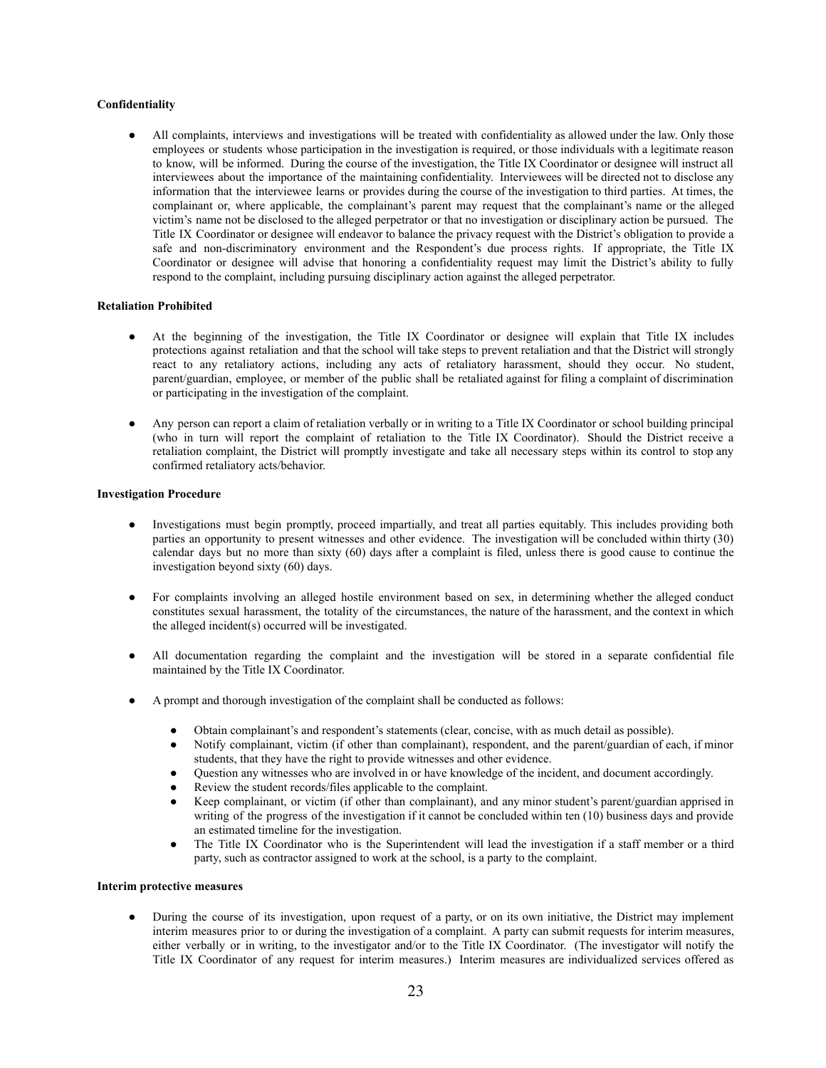**Confidentiality**

- All complaints, interviews and investigations will be treated with confidentiality as allowed under the law. Only those employees or students whose participation in the investigation is required, or those individuals with a legitimate reason to know, will be informed. During the course of the investigation, the Title IX Coordinator or designee will instruct all interviewees about the importance of the maintaining confidentiality. Interviewees will be directed not to disclose any information that the interviewee learns or provides during the course of the investigation to third parties. At times, the complainant or, where applicable, the complainant's parent may request that the complainant's name or the alleged victim's name not be disclosed to the alleged perpetrator or that no investigation or disciplinary action be pursued. The Title IX Coordinator or designee will endeavor to balance the privacy request with the District's obligation to provide a safe and non-discriminatory environment and the Respondent's due process rights. If appropriate, the Title IX Coordinator or designee will advise that honoring a confidentiality request may limit the District's ability to fully respond to the complaint, including pursuing disciplinary action against the alleged perpetrator.

**Retaliation Prohibited**

- At the beginning of the investigation, the Title IX Coordinator or designee will explain that Title IX includes protections against retaliation and that the school will take steps to prevent retaliation and that the District will strongly react to any retaliatory actions, including any acts of retaliatory harassment, should they occur. No student, parent/guardian, employee, or member of the public shall be retaliated against for filing a complaint of discrimination or participating in the investigation of the complaint.

- Any person can report a claim of retaliation verbally or in writing to a Title IX Coordinator or school building principal (who in turn will report the complaint of retaliation to the Title IX Coordinator). Should the District receive a retaliation complaint, the District will promptly investigate and take all necessary steps within its control to stop any confirmed retaliatory acts/behavior.

**Investigation Procedure**

- Investigations must begin promptly, proceed impartially, and treat all parties equitably. This includes providing both parties an opportunity to present witnesses and other evidence. The investigation will be concluded within thirty (30) calendar days but no more than sixty (60) days after a complaint is filed, unless there is good cause to continue the investigation beyond sixty (60) days.

- For complaints involving an alleged hostile environment based on sex, in determining whether the alleged conduct constitutes sexual harassment, the totality of the circumstances, the nature of the harassment, and the context in which the alleged incident(s) occurred will be investigated.

- All documentation regarding the complaint and the investigation will be stored in a separate confidential file maintained by the Title IX Coordinator.

- A prompt and thorough investigation of the complaint shall be conducted as follows:

  - Obtain complainant's and respondent's statements (clear, concise, with as much detail as possible).
  - Notify complainant, victim (if other than complainant), respondent, and the parent/guardian of each, if minor students, that they have the right to provide witnesses and other evidence.
  - Question any witnesses who are involved in or have knowledge of the incident, and document accordingly.
  - Review the student records/files applicable to the complaint.
  - Keep complainant, or victim (if other than complainant), and any minor student's parent/guardian apprised in writing of the progress of the investigation if it cannot be concluded within ten (10) business days and provide an estimated timeline for the investigation.
  - The Title IX Coordinator who is the Superintendent will lead the investigation if a staff member or a third party, such as contractor assigned to work at the school, is a party to the complaint.

**Interim protective measures**

- During the course of its investigation, upon request of a party, or on its own initiative, the District may implement interim measures prior to or during the investigation of a complaint. A party can submit requests for interim measures, either verbally or in writing, to the investigator and/or to the Title IX Coordinator. (The investigator will notify the Title IX Coordinator of any request for interim measures.) Interim measures are individualized services offered as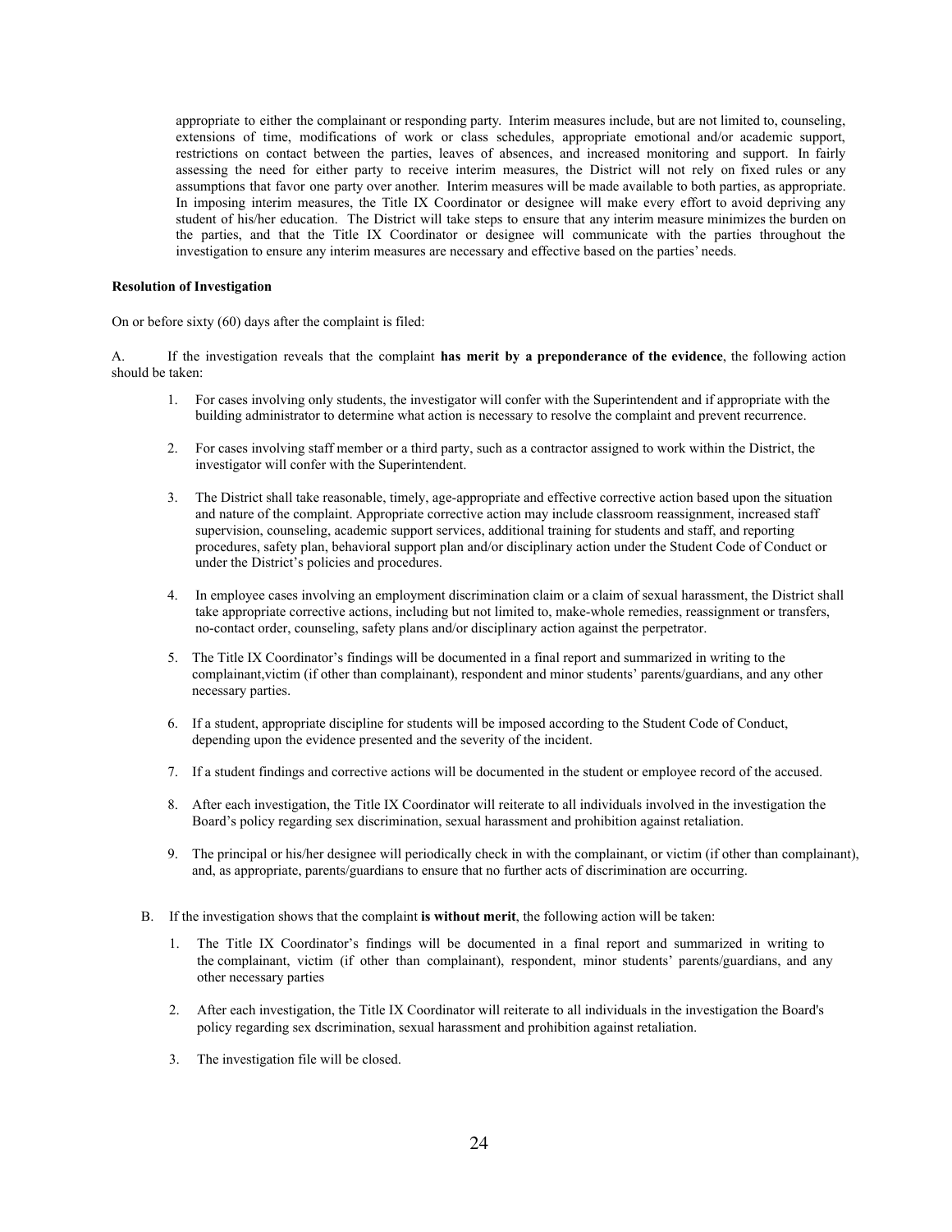appropriate to either the complainant or responding party. Interim measures include, but are not limited to, counseling, extensions of time, modifications of work or class schedules, appropriate emotional and/or academic support, restrictions on contact between the parties, leaves of absences, and increased monitoring and support. In fairly assessing the need for either party to receive interim measures, the District will not rely on fixed rules or any assumptions that favor one party over another. Interim measures will be made available to both parties, as appropriate. In imposing interim measures, the Title IX Coordinator or designee will make every effort to avoid depriving any student of his/her education. The District will take steps to ensure that any interim measure minimizes the burden on the parties, and that the Title IX Coordinator or designee will communicate with the parties throughout the investigation to ensure any interim measures are necessary and effective based on the parties' needs.

**Resolution of Investigation**

On or before sixty (60) days after the complaint is filed:

A. If the investigation reveals that the complaint **has merit by a preponderance of the evidence**, the following action should be taken:

1. For cases involving only students, the investigator will confer with the Superintendent and if appropriate with the building administrator to determine what action is necessary to resolve the complaint and prevent recurrence.
2. For cases involving staff member or a third party, such as a contractor assigned to work within the District, the investigator will confer with the Superintendent.
3. The District shall take reasonable, timely, age-appropriate and effective corrective action based upon the situation and nature of the complaint. Appropriate corrective action may include classroom reassignment, increased staff supervision, counseling, academic support services, additional training for students and staff, and reporting procedures, safety plan, behavioral support plan and/or disciplinary action under the Student Code of Conduct or under the District's policies and procedures.
4. In employee cases involving an employment discrimination claim or a claim of sexual harassment, the District shall take appropriate corrective actions, including but not limited to, make-whole remedies, reassignment or transfers, no-contact order, counseling, safety plans and/or disciplinary action against the perpetrator.
5. The Title IX Coordinator's findings will be documented in a final report and summarized in writing to the complainant,victim (if other than complainant), respondent and minor students' parents/guardians, and any other necessary parties.
6. If a student, appropriate discipline for students will be imposed according to the Student Code of Conduct, depending upon the evidence presented and the severity of the incident.
7. If a student findings and corrective actions will be documented in the student or employee record of the accused.
8. After each investigation, the Title IX Coordinator will reiterate to all individuals involved in the investigation the Board's policy regarding sex discrimination, sexual harassment and prohibition against retaliation.
9. The principal or his/her designee will periodically check in with the complainant, or victim (if other than complainant), and, as appropriate, parents/guardians to ensure that no further acts of discrimination are occurring.

B. If the investigation shows that the complaint **is without merit**, the following action will be taken:

1. The Title IX Coordinator's findings will be documented in a final report and summarized in writing to the complainant, victim (if other than complainant), respondent, minor students' parents/guardians, and any other necessary parties
2. After each investigation, the Title IX Coordinator will reiterate to all individuals in the investigation the Board's policy regarding sex dscrimination, sexual harassment and prohibition against retaliation.
3. The investigation file will be closed.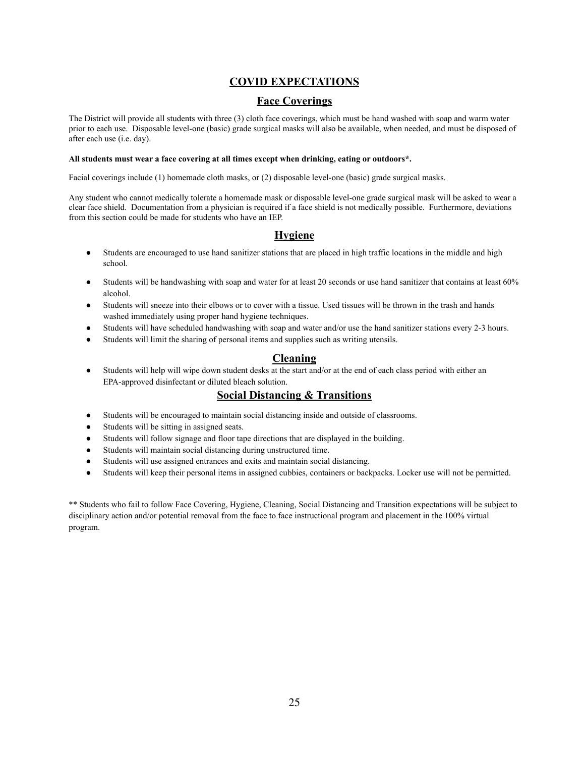# COVID EXPECTATIONS

## Face Coverings

The District will provide all students with three (3) cloth face coverings, which must be hand washed with soap and warm water prior to each use. Disposable level-one (basic) grade surgical masks will also be available, when needed, and must be disposed of after each use (i.e. day).

**All students must wear a face covering at all times except when drinking, eating or outdoors*.**

Facial coverings include (1) homemade cloth masks, or (2) disposable level-one (basic) grade surgical masks.

Any student who cannot medically tolerate a homemade mask or disposable level-one grade surgical mask will be asked to wear a clear face shield. Documentation from a physician is required if a face shield is not medically possible. Furthermore, deviations from this section could be made for students who have an IEP.

## Hygiene

- Students are encouraged to use hand sanitizer stations that are placed in high traffic locations in the middle and high school.
- Students will be handwashing with soap and water for at least 20 seconds or use hand sanitizer that contains at least 60% alcohol.
- Students will sneeze into their elbows or to cover with a tissue. Used tissues will be thrown in the trash and hands washed immediately using proper hand hygiene techniques.
- Students will have scheduled handwashing with soap and water and/or use the hand sanitizer stations every 2-3 hours.
- Students will limit the sharing of personal items and supplies such as writing utensils.

## Cleaning

- Students will help will wipe down student desks at the start and/or at the end of each class period with either an EPA-approved disinfectant or diluted bleach solution.

## Social Distancing & Transitions

- Students will be encouraged to maintain social distancing inside and outside of classrooms.
- Students will be sitting in assigned seats.
- Students will follow signage and floor tape directions that are displayed in the building.
- Students will maintain social distancing during unstructured time.
- Students will use assigned entrances and exits and maintain social distancing.
- Students will keep their personal items in assigned cubbies, containers or backpacks. Locker use will not be permitted.

** Students who fail to follow Face Covering, Hygiene, Cleaning, Social Distancing and Transition expectations will be subject to disciplinary action and/or potential removal from the face to face instructional program and placement in the 100% virtual program.